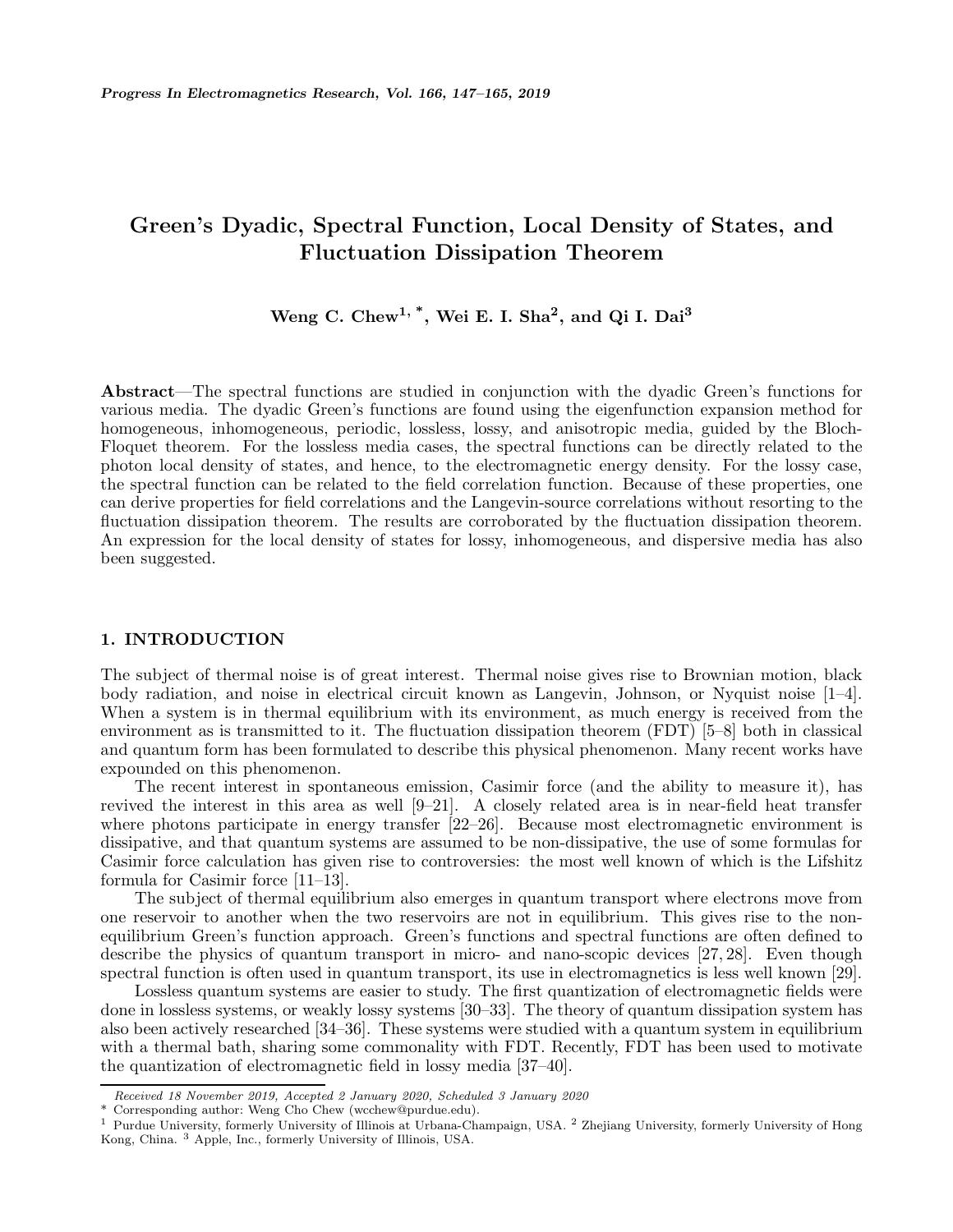# Green's Dyadic, Spectral Function, Local Density of States, and Fluctuation Dissipation Theorem

**Weng C. Chew[1, *], Wei E. I. Sha[2], and Qi I. Dai[3]**

**Abstract**—The spectral functions are studied in conjunction with the dyadic Green's functions for various media. The dyadic Green's functions are found using the eigenfunction expansion method for homogeneous, inhomogeneous, periodic, lossless, lossy, and anisotropic media, guided by the Bloch-Floquet theorem. For the lossless media cases, the spectral functions can be directly related to the photon local density of states, and hence, to the electromagnetic energy density. For the lossy case, the spectral function can be related to the field correlation function. Because of these properties, one can derive properties for field correlations and the Langevin-source correlations without resorting to the fluctuation dissipation theorem. The results are corroborated by the fluctuation dissipation theorem. An expression for the local density of states for lossy, inhomogeneous, and dispersive media has also been suggested.

## 1. INTRODUCTION

The subject of thermal noise is of great interest. Thermal noise gives rise to Brownian motion, black body radiation, and noise in electrical circuit known as Langevin, Johnson, or Nyquist noise [1–4]. When a system is in thermal equilibrium with its environment, as much energy is received from the environment as is transmitted to it. The fluctuation dissipation theorem (FDT) [5–8] both in classical and quantum form has been formulated to describe this physical phenomenon. Many recent works have expounded on this phenomenon.

The recent interest in spontaneous emission, Casimir force (and the ability to measure it), has revived the interest in this area as well [9–21]. A closely related area is in near-field heat transfer where photons participate in energy transfer [22–26]. Because most electromagnetic environment is dissipative, and that quantum systems are assumed to be non-dissipative, the use of some formulas for Casimir force calculation has given rise to controversies: the most well known of which is the Lifshitz formula for Casimir force [11–13].

The subject of thermal equilibrium also emerges in quantum transport where electrons move from one reservoir to another when the two reservoirs are not in equilibrium. This gives rise to the non-equilibrium Green's function approach. Green's functions and spectral functions are often defined to describe the physics of quantum transport in micro- and nano-scopic devices [27, 28]. Even though spectral function is often used in quantum transport, its use in electromagnetics is less well known [29].

Lossless quantum systems are easier to study. The first quantization of electromagnetic fields were done in lossless systems, or weakly lossy systems [30–33]. The theory of quantum dissipation system has also been actively researched [34–36]. These systems were studied with a quantum system in equilibrium with a thermal bath, sharing some commonality with FDT. Recently, FDT has been used to motivate the quantization of electromagnetic field in lossy media [37–40].

---

*Received 18 November 2019, Accepted 2 January 2020, Scheduled 3 January 2020*

\* Corresponding author: Weng Cho Chew (wcchew@purdue.edu).

[1] Purdue University, formerly University of Illinois at Urbana-Champaign, USA. [2] Zhejiang University, formerly University of Hong Kong, China. [3] Apple, Inc., formerly University of Illinois, USA.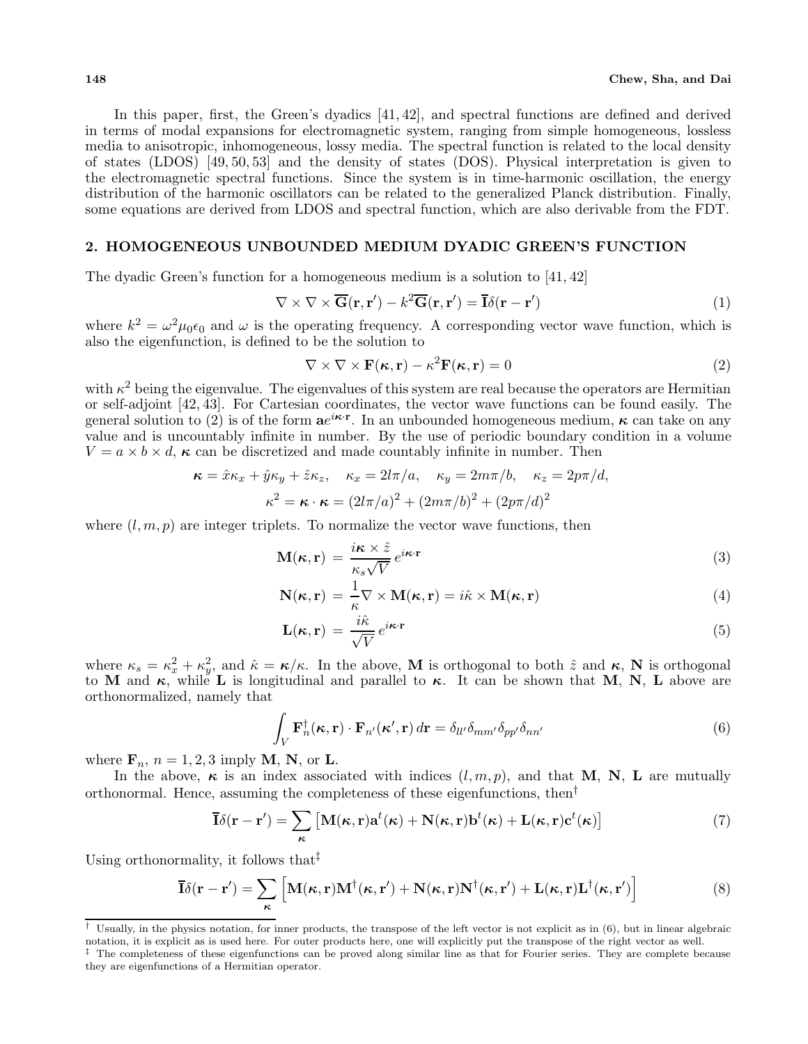In this paper, first, the Green's dyadics [41, 42], and spectral functions are defined and derived in terms of modal expansions for electromagnetic system, ranging from simple homogeneous, lossless media to anisotropic, inhomogeneous, lossy media. The spectral function is related to the local density of states (LDOS) [49, 50, 53] and the density of states (DOS). Physical interpretation is given to the electromagnetic spectral functions. Since the system is in time-harmonic oscillation, the energy distribution of the harmonic oscillators can be related to the generalized Planck distribution. Finally, some equations are derived from LDOS and spectral function, which are also derivable from the FDT.

## 2. HOMOGENEOUS UNBOUNDED MEDIUM DYADIC GREEN'S FUNCTION

The dyadic Green's function for a homogeneous medium is a solution to [41, 42]

$$\nabla \times \nabla \times \overline{\mathbf{G}}(\mathbf{r}, \mathbf{r}') - k^2 \overline{\mathbf{G}}(\mathbf{r}, \mathbf{r}') = \overline{\mathbf{I}}\delta(\mathbf{r} - \mathbf{r}') \tag{1}$$

where $k^2 = \omega^2 \mu_0 \epsilon_0$ and $\omega$ is the operating frequency. A corresponding vector wave function, which is also the eigenfunction, is defined to be the solution to

$$\nabla \times \nabla \times \mathbf{F}(\boldsymbol{\kappa}, \mathbf{r}) - \kappa^2 \mathbf{F}(\boldsymbol{\kappa}, \mathbf{r}) = 0 \tag{2}$$

with $\kappa^2$ being the eigenvalue. The eigenvalues of this system are real because the operators are Hermitian or self-adjoint [42, 43]. For Cartesian coordinates, the vector wave functions can be found easily. The general solution to (2) is of the form $\mathbf{a}e^{i\boldsymbol{\kappa}\cdot\mathbf{r}}$. In an unbounded homogeneous medium, $\boldsymbol{\kappa}$ can take on any value and is uncountably infinite in number. By the use of periodic boundary condition in a volume $V = a \times b \times d$, $\boldsymbol{\kappa}$ can be discretized and made countably infinite in number. Then

$$\boldsymbol{\kappa} = \hat{x}\kappa_x + \hat{y}\kappa_y + \hat{z}\kappa_z, \quad \kappa_x = 2l\pi/a, \quad \kappa_y = 2m\pi/b, \quad \kappa_z = 2p\pi/d,$$
$$\kappa^2 = \boldsymbol{\kappa} \cdot \boldsymbol{\kappa} = (2l\pi/a)^2 + (2m\pi/b)^2 + (2p\pi/d)^2$$

where $(l, m, p)$ are integer triplets. To normalize the vector wave functions, then

$$\mathbf{M}(\boldsymbol{\kappa}, \mathbf{r}) = \frac{i\boldsymbol{\kappa} \times \hat{z}}{\kappa_s \sqrt{V}} e^{i\boldsymbol{\kappa}\cdot\mathbf{r}} \tag{3}$$

$$\mathbf{N}(\boldsymbol{\kappa}, \mathbf{r}) = \frac{1}{\kappa}\nabla \times \mathbf{M}(\boldsymbol{\kappa}, \mathbf{r}) = i\hat{\kappa} \times \mathbf{M}(\boldsymbol{\kappa}, \mathbf{r}) \tag{4}$$

$$\mathbf{L}(\boldsymbol{\kappa}, \mathbf{r}) = \frac{i\hat{\kappa}}{\sqrt{V}} e^{i\boldsymbol{\kappa}\cdot\mathbf{r}} \tag{5}$$

where $\kappa_s = \kappa_x^2 + \kappa_y^2$, and $\hat{\kappa} = \boldsymbol{\kappa}/\kappa$. In the above, $\mathbf{M}$ is orthogonal to both $\hat{z}$ and $\boldsymbol{\kappa}$, $\mathbf{N}$ is orthogonal to $\mathbf{M}$ and $\boldsymbol{\kappa}$, while $\mathbf{L}$ is longitudinal and parallel to $\boldsymbol{\kappa}$. It can be shown that $\mathbf{M}$, $\mathbf{N}$, $\mathbf{L}$ above are orthonormalized, namely that

$$\int_V \mathbf{F}_n^\dagger(\boldsymbol{\kappa}, \mathbf{r}) \cdot \mathbf{F}_{n'}(\boldsymbol{\kappa}', \mathbf{r})\, d\mathbf{r} = \delta_{ll'}\delta_{mm'}\delta_{pp'}\delta_{nn'} \tag{6}$$

where $\mathbf{F}_n$, $n = 1, 2, 3$ imply $\mathbf{M}$, $\mathbf{N}$, or $\mathbf{L}$.

In the above, $\boldsymbol{\kappa}$ is an index associated with indices $(l, m, p)$, and that $\mathbf{M}$, $\mathbf{N}$, $\mathbf{L}$ are mutually orthonormal. Hence, assuming the completeness of these eigenfunctions, then[†]

$$\overline{\mathbf{I}}\delta(\mathbf{r} - \mathbf{r}') = \sum_{\boldsymbol{\kappa}} \left[\mathbf{M}(\boldsymbol{\kappa}, \mathbf{r})\mathbf{a}^t(\boldsymbol{\kappa}) + \mathbf{N}(\boldsymbol{\kappa}, \mathbf{r})\mathbf{b}^t(\boldsymbol{\kappa}) + \mathbf{L}(\boldsymbol{\kappa}, \mathbf{r})\mathbf{c}^t(\boldsymbol{\kappa})\right] \tag{7}$$

Using orthonormality, it follows that[‡]

$$\overline{\mathbf{I}}\delta(\mathbf{r} - \mathbf{r}') = \sum_{\boldsymbol{\kappa}} \left[\mathbf{M}(\boldsymbol{\kappa}, \mathbf{r})\mathbf{M}^\dagger(\boldsymbol{\kappa}, \mathbf{r}') + \mathbf{N}(\boldsymbol{\kappa}, \mathbf{r})\mathbf{N}^\dagger(\boldsymbol{\kappa}, \mathbf{r}') + \mathbf{L}(\boldsymbol{\kappa}, \mathbf{r})\mathbf{L}^\dagger(\boldsymbol{\kappa}, \mathbf{r}')\right] \tag{8}$$

---

[†] Usually, in the physics notation, for inner products, the transpose of the left vector is not explicit as in (6), but in linear algebraic notation, it is explicit as is used here. For outer products here, one will explicitly put the transpose of the right vector as well.

[‡] The completeness of these eigenfunctions can be proved along similar line as that for Fourier series. They are complete because they are eigenfunctions of a Hermitian operator.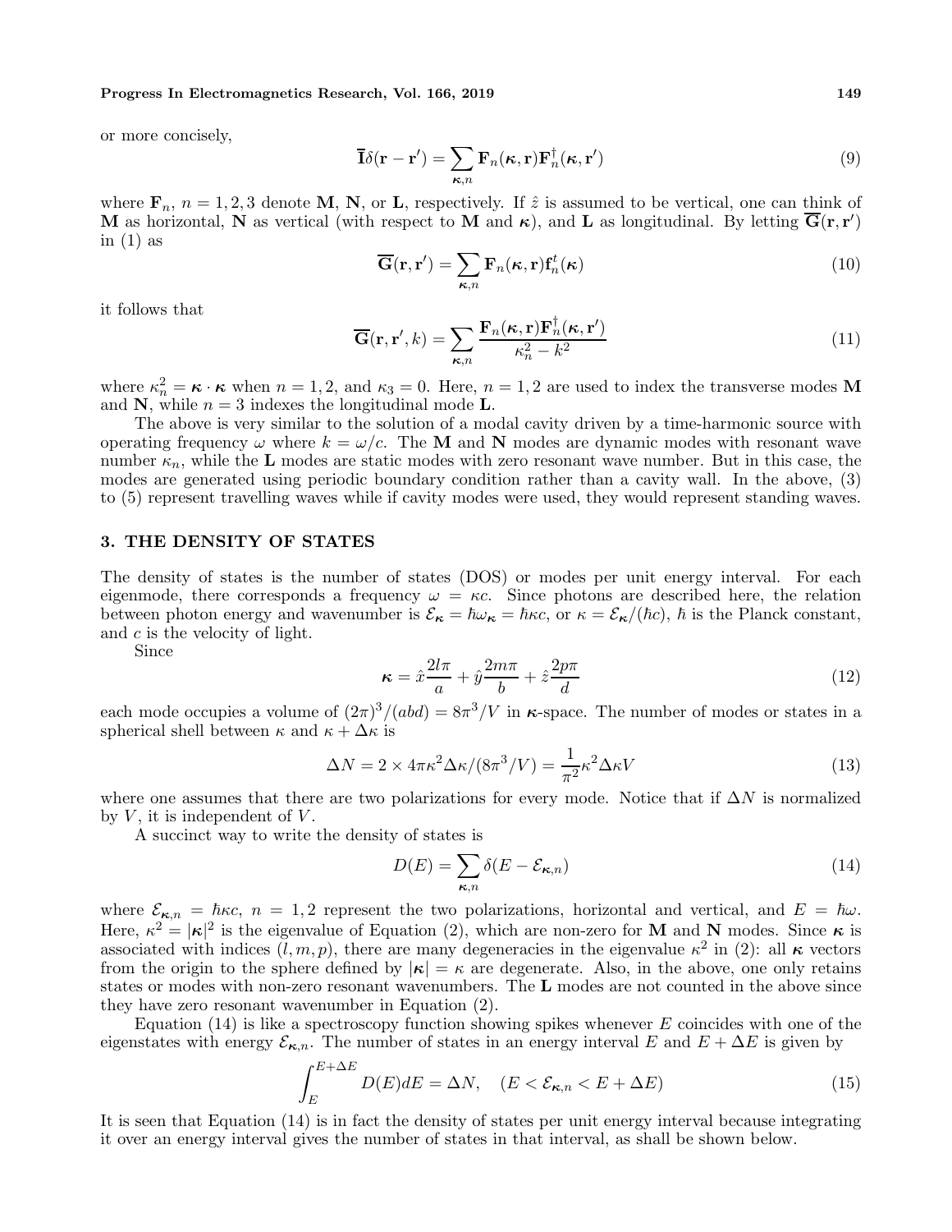or more concisely,

$$\overline{\mathbf{I}}\delta(\mathbf{r}-\mathbf{r}') = \sum_{\boldsymbol{\kappa},n} \mathbf{F}_n(\boldsymbol{\kappa},\mathbf{r})\mathbf{F}_n^\dagger(\boldsymbol{\kappa},\mathbf{r}') \tag{9}$$

where $\mathbf{F}_n$, $n = 1, 2, 3$ denote $\mathbf{M}$, $\mathbf{N}$, or $\mathbf{L}$, respectively. If $\hat{z}$ is assumed to be vertical, one can think of $\mathbf{M}$ as horizontal, $\mathbf{N}$ as vertical (with respect to $\mathbf{M}$ and $\boldsymbol{\kappa}$), and $\mathbf{L}$ as longitudinal. By letting $\overline{\mathbf{G}}(\mathbf{r},\mathbf{r}')$ in (1) as

$$\overline{\mathbf{G}}(\mathbf{r},\mathbf{r}') = \sum_{\boldsymbol{\kappa},n} \mathbf{F}_n(\boldsymbol{\kappa},\mathbf{r})\mathbf{f}_n^t(\boldsymbol{\kappa}) \tag{10}$$

it follows that

$$\overline{\mathbf{G}}(\mathbf{r},\mathbf{r}',k) = \sum_{\boldsymbol{\kappa},n} \frac{\mathbf{F}_n(\boldsymbol{\kappa},\mathbf{r})\mathbf{F}_n^\dagger(\boldsymbol{\kappa},\mathbf{r}')}{\kappa_n^2 - k^2} \tag{11}$$

where $\kappa_n^2 = \boldsymbol{\kappa}\cdot\boldsymbol{\kappa}$ when $n = 1, 2$, and $\kappa_3 = 0$. Here, $n = 1, 2$ are used to index the transverse modes $\mathbf{M}$ and $\mathbf{N}$, while $n = 3$ indexes the longitudinal mode $\mathbf{L}$.

The above is very similar to the solution of a modal cavity driven by a time-harmonic source with operating frequency $\omega$ where $k = \omega/c$. The $\mathbf{M}$ and $\mathbf{N}$ modes are dynamic modes with resonant wave number $\kappa_n$, while the $\mathbf{L}$ modes are static modes with zero resonant wave number. But in this case, the modes are generated using periodic boundary condition rather than a cavity wall. In the above, (3) to (5) represent travelling waves while if cavity modes were used, they would represent standing waves.

## 3. THE DENSITY OF STATES

The density of states is the number of states (DOS) or modes per unit energy interval. For each eigenmode, there corresponds a frequency $\omega = \kappa c$. Since photons are described here, the relation between photon energy and wavenumber is $\mathcal{E}_{\boldsymbol{\kappa}} = \hbar\omega_{\boldsymbol{\kappa}} = \hbar\kappa c$, or $\kappa = \mathcal{E}_{\boldsymbol{\kappa}}/(\hbar c)$, $\hbar$ is the Planck constant, and $c$ is the velocity of light.

Since

$$\boldsymbol{\kappa} = \hat{x}\frac{2l\pi}{a} + \hat{y}\frac{2m\pi}{b} + \hat{z}\frac{2p\pi}{d} \tag{12}$$

each mode occupies a volume of $(2\pi)^3/(abd) = 8\pi^3/V$ in $\boldsymbol{\kappa}$-space. The number of modes or states in a spherical shell between $\kappa$ and $\kappa + \Delta\kappa$ is

$$\Delta N = 2 \times 4\pi\kappa^2\Delta\kappa/(8\pi^3/V) = \frac{1}{\pi^2}\kappa^2\Delta\kappa V \tag{13}$$

where one assumes that there are two polarizations for every mode. Notice that if $\Delta N$ is normalized by $V$, it is independent of $V$.

A succinct way to write the density of states is

$$D(E) = \sum_{\boldsymbol{\kappa},n} \delta(E - \mathcal{E}_{\boldsymbol{\kappa},n}) \tag{14}$$

where $\mathcal{E}_{\boldsymbol{\kappa},n} = \hbar\kappa c$, $n = 1, 2$ represent the two polarizations, horizontal and vertical, and $E = \hbar\omega$. Here, $\kappa^2 = |\boldsymbol{\kappa}|^2$ is the eigenvalue of Equation (2), which are non-zero for $\mathbf{M}$ and $\mathbf{N}$ modes. Since $\boldsymbol{\kappa}$ is associated with indices $(l, m, p)$, there are many degeneracies in the eigenvalue $\kappa^2$ in (2): all $\boldsymbol{\kappa}$ vectors from the origin to the sphere defined by $|\boldsymbol{\kappa}| = \kappa$ are degenerate. Also, in the above, one only retains states or modes with non-zero resonant wavenumbers. The $\mathbf{L}$ modes are not counted in the above since they have zero resonant wavenumber in Equation (2).

Equation (14) is like a spectroscopy function showing spikes whenever $E$ coincides with one of the eigenstates with energy $\mathcal{E}_{\boldsymbol{\kappa},n}$. The number of states in an energy interval $E$ and $E + \Delta E$ is given by

$$\int_E^{E+\Delta E} D(E)dE = \Delta N, \quad (E < \mathcal{E}_{\boldsymbol{\kappa},n} < E + \Delta E) \tag{15}$$

It is seen that Equation (14) is in fact the density of states per unit energy interval because integrating it over an energy interval gives the number of states in that interval, as shall be shown below.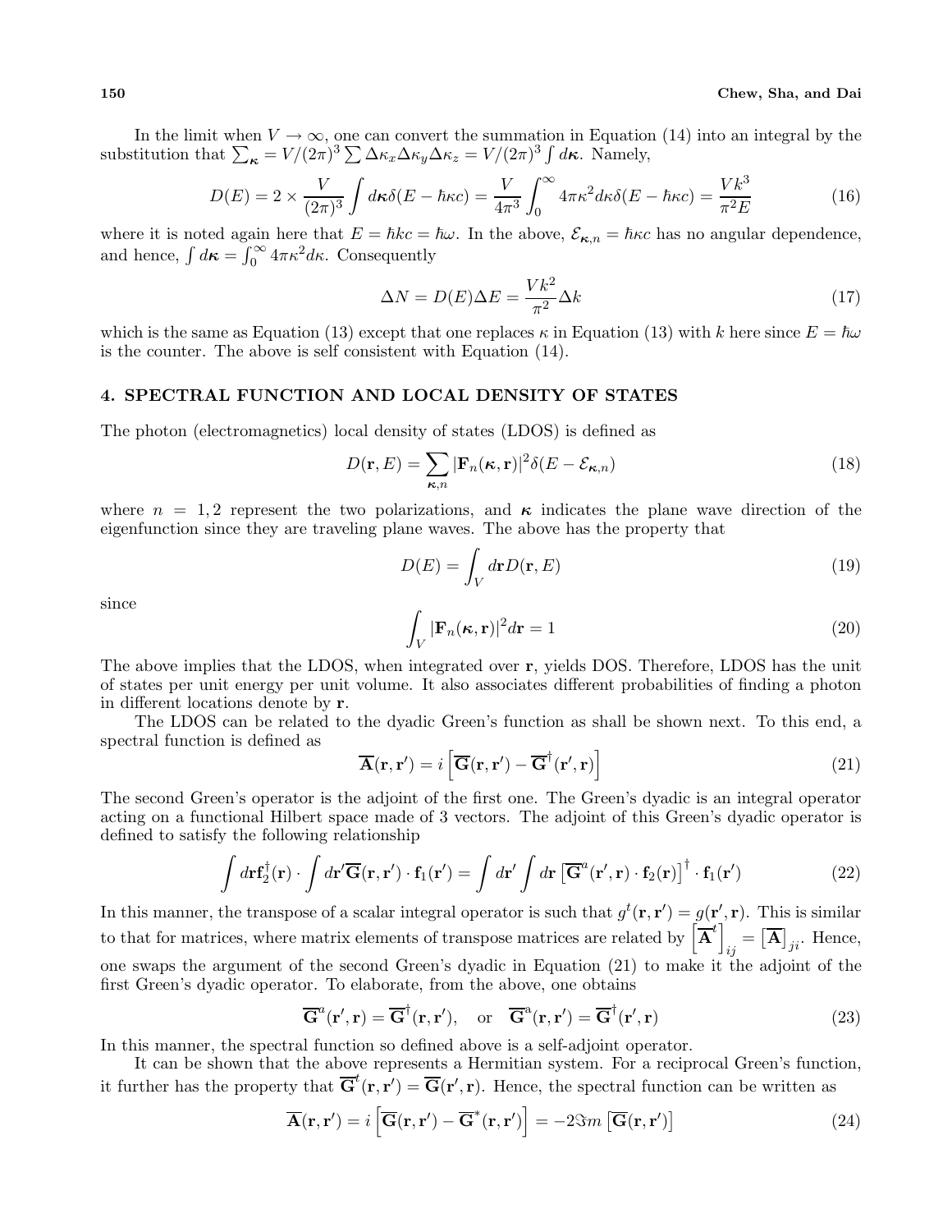In the limit when $V \to \infty$, one can convert the summation in Equation (14) into an integral by the substitution that $\sum_{\boldsymbol{\kappa}} = V/(2\pi)^3 \sum \Delta\kappa_x \Delta\kappa_y \Delta\kappa_z = V/(2\pi)^3 \int d\boldsymbol{\kappa}$. Namely,

$$D(E) = 2 \times \frac{V}{(2\pi)^3} \int d\boldsymbol{\kappa} \delta(E - \hbar\kappa c) = \frac{V}{4\pi^3} \int_0^\infty 4\pi\kappa^2 d\kappa \delta(E - \hbar\kappa c) = \frac{Vk^3}{\pi^2 E} \tag{16}$$

where it is noted again here that $E = \hbar kc = \hbar\omega$. In the above, $\mathcal{E}_{\boldsymbol{\kappa},n} = \hbar\kappa c$ has no angular dependence, and hence, $\int d\boldsymbol{\kappa} = \int_0^\infty 4\pi\kappa^2 d\kappa$. Consequently

$$\Delta N = D(E)\Delta E = \frac{Vk^2}{\pi^2} \Delta k \tag{17}$$

which is the same as Equation (13) except that one replaces $\kappa$ in Equation (13) with $k$ here since $E = \hbar\omega$ is the counter. The above is self consistent with Equation (14).

## 4. SPECTRAL FUNCTION AND LOCAL DENSITY OF STATES

The photon (electromagnetics) local density of states (LDOS) is defined as

$$D(\mathbf{r}, E) = \sum_{\boldsymbol{\kappa},n} |\mathbf{F}_n(\boldsymbol{\kappa}, \mathbf{r})|^2 \delta(E - \mathcal{E}_{\boldsymbol{\kappa},n}) \tag{18}$$

where $n = 1, 2$ represent the two polarizations, and $\boldsymbol{\kappa}$ indicates the plane wave direction of the eigenfunction since they are traveling plane waves. The above has the property that

$$D(E) = \int_V d\mathbf{r} D(\mathbf{r}, E) \tag{19}$$

since

$$\int_V |\mathbf{F}_n(\boldsymbol{\kappa}, \mathbf{r})|^2 d\mathbf{r} = 1 \tag{20}$$

The above implies that the LDOS, when integrated over $\mathbf{r}$, yields DOS. Therefore, LDOS has the unit of states per unit energy per unit volume. It also associates different probabilities of finding a photon in different locations denote by $\mathbf{r}$.

The LDOS can be related to the dyadic Green's function as shall be shown next. To this end, a spectral function is defined as

$$\overline{\mathbf{A}}(\mathbf{r}, \mathbf{r}') = i \left[ \overline{\mathbf{G}}(\mathbf{r}, \mathbf{r}') - \overline{\mathbf{G}}^\dagger(\mathbf{r}', \mathbf{r}) \right] \tag{21}$$

The second Green's operator is the adjoint of the first one. The Green's dyadic is an integral operator acting on a functional Hilbert space made of 3 vectors. The adjoint of this Green's dyadic operator is defined to satisfy the following relationship

$$\int d\mathbf{r} \mathbf{f}_2^\dagger(\mathbf{r}) \cdot \int d\mathbf{r}' \overline{\mathbf{G}}(\mathbf{r}, \mathbf{r}') \cdot \mathbf{f}_1(\mathbf{r}') = \int d\mathbf{r}' \int d\mathbf{r} \left[ \overline{\mathbf{G}}^a(\mathbf{r}', \mathbf{r}) \cdot \mathbf{f}_2(\mathbf{r}) \right]^\dagger \cdot \mathbf{f}_1(\mathbf{r}') \tag{22}$$

In this manner, the transpose of a scalar integral operator is such that $g^t(\mathbf{r}, \mathbf{r}') = g(\mathbf{r}', \mathbf{r})$. This is similar to that for matrices, where matrix elements of transpose matrices are related by $\left[ \overline{\mathbf{A}}^t \right]_{ij} = \left[ \overline{\mathbf{A}} \right]_{ji}$. Hence, one swaps the argument of the second Green's dyadic in Equation (21) to make it the adjoint of the first Green's dyadic operator. To elaborate, from the above, one obtains

$$\overline{\mathbf{G}}^a(\mathbf{r}', \mathbf{r}) = \overline{\mathbf{G}}^\dagger(\mathbf{r}, \mathbf{r}'), \quad \text{or} \quad \overline{\mathbf{G}}^a(\mathbf{r}, \mathbf{r}') = \overline{\mathbf{G}}^\dagger(\mathbf{r}', \mathbf{r}) \tag{23}$$

In this manner, the spectral function so defined above is a self-adjoint operator.

It can be shown that the above represents a Hermitian system. For a reciprocal Green's function, it further has the property that $\overline{\mathbf{G}}^t(\mathbf{r}, \mathbf{r}') = \overline{\mathbf{G}}(\mathbf{r}', \mathbf{r})$. Hence, the spectral function can be written as

$$\overline{\mathbf{A}}(\mathbf{r}, \mathbf{r}') = i \left[ \overline{\mathbf{G}}(\mathbf{r}, \mathbf{r}') - \overline{\mathbf{G}}^*(\mathbf{r}, \mathbf{r}') \right] = -2\Im m \left[ \overline{\mathbf{G}}(\mathbf{r}, \mathbf{r}') \right] \tag{24}$$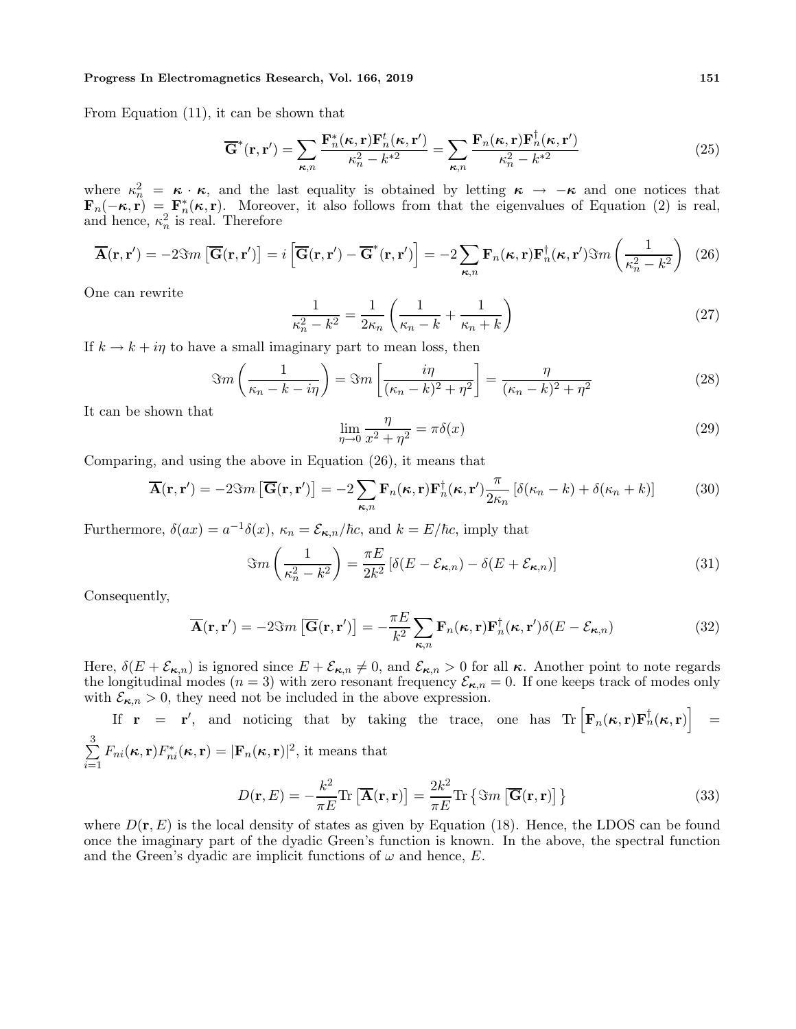From Equation (11), it can be shown that

$$\overline{\mathbf{G}}^*(\mathbf{r}, \mathbf{r}') = \sum_{\boldsymbol{\kappa},n} \frac{\mathbf{F}_n^*(\boldsymbol{\kappa}, \mathbf{r})\mathbf{F}_n^t(\boldsymbol{\kappa}, \mathbf{r}')}{\kappa_n^2 - k^{*2}} = \sum_{\boldsymbol{\kappa},n} \frac{\mathbf{F}_n(\boldsymbol{\kappa}, \mathbf{r})\mathbf{F}_n^\dagger(\boldsymbol{\kappa}, \mathbf{r}')}{\kappa_n^2 - k^{*2}} \tag{25}$$

where $\kappa_n^2 = \boldsymbol{\kappa} \cdot \boldsymbol{\kappa}$, and the last equality is obtained by letting $\boldsymbol{\kappa} \to -\boldsymbol{\kappa}$ and one notices that $\mathbf{F}_n(-\boldsymbol{\kappa}, \mathbf{r}) = \mathbf{F}_n^*(\boldsymbol{\kappa}, \mathbf{r})$. Moreover, it also follows from that the eigenvalues of Equation (2) is real, and hence, $\kappa_n^2$ is real. Therefore

$$\overline{\mathbf{A}}(\mathbf{r}, \mathbf{r}') = -2\Im m\left[\overline{\mathbf{G}}(\mathbf{r}, \mathbf{r}')\right] = i\left[\overline{\mathbf{G}}(\mathbf{r}, \mathbf{r}') - \overline{\mathbf{G}}^*(\mathbf{r}, \mathbf{r}')\right] = -2\sum_{\boldsymbol{\kappa},n} \mathbf{F}_n(\boldsymbol{\kappa}, \mathbf{r})\mathbf{F}_n^\dagger(\boldsymbol{\kappa}, \mathbf{r}')\Im m\left(\frac{1}{\kappa_n^2 - k^2}\right) \tag{26}$$

One can rewrite

$$\frac{1}{\kappa_n^2 - k^2} = \frac{1}{2\kappa_n}\left(\frac{1}{\kappa_n - k} + \frac{1}{\kappa_n + k}\right) \tag{27}$$

If $k \to k + i\eta$ to have a small imaginary part to mean loss, then

$$\Im m\left(\frac{1}{\kappa_n - k - i\eta}\right) = \Im m\left[\frac{i\eta}{(\kappa_n - k)^2 + \eta^2}\right] = \frac{\eta}{(\kappa_n - k)^2 + \eta^2} \tag{28}$$

It can be shown that

$$\lim_{\eta \to 0} \frac{\eta}{x^2 + \eta^2} = \pi\delta(x) \tag{29}$$

Comparing, and using the above in Equation (26), it means that

$$\overline{\mathbf{A}}(\mathbf{r}, \mathbf{r}') = -2\Im m\left[\overline{\mathbf{G}}(\mathbf{r}, \mathbf{r}')\right] = -2\sum_{\boldsymbol{\kappa},n} \mathbf{F}_n(\boldsymbol{\kappa}, \mathbf{r})\mathbf{F}_n^\dagger(\boldsymbol{\kappa}, \mathbf{r}')\frac{\pi}{2\kappa_n}\left[\delta(\kappa_n - k) + \delta(\kappa_n + k)\right] \tag{30}$$

Furthermore, $\delta(ax) = a^{-1}\delta(x)$, $\kappa_n = \mathcal{E}_{\boldsymbol{\kappa},n}/\hbar c$, and $k = E/\hbar c$, imply that

$$\Im m\left(\frac{1}{\kappa_n^2 - k^2}\right) = \frac{\pi E}{2k^2}\left[\delta(E - \mathcal{E}_{\boldsymbol{\kappa},n}) - \delta(E + \mathcal{E}_{\boldsymbol{\kappa},n})\right] \tag{31}$$

Consequently,

$$\overline{\mathbf{A}}(\mathbf{r}, \mathbf{r}') = -2\Im m\left[\overline{\mathbf{G}}(\mathbf{r}, \mathbf{r}')\right] = -\frac{\pi E}{k^2}\sum_{\boldsymbol{\kappa},n} \mathbf{F}_n(\boldsymbol{\kappa}, \mathbf{r})\mathbf{F}_n^\dagger(\boldsymbol{\kappa}, \mathbf{r}')\delta(E - \mathcal{E}_{\boldsymbol{\kappa},n}) \tag{32}$$

Here, $\delta(E + \mathcal{E}_{\boldsymbol{\kappa},n})$ is ignored since $E + \mathcal{E}_{\boldsymbol{\kappa},n} \neq 0$, and $\mathcal{E}_{\boldsymbol{\kappa},n} > 0$ for all $\boldsymbol{\kappa}$. Another point to note regards the longitudinal modes ($n = 3$) with zero resonant frequency $\mathcal{E}_{\boldsymbol{\kappa},n} = 0$. If one keeps track of modes only with $\mathcal{E}_{\boldsymbol{\kappa},n} > 0$, they need not be included in the above expression.

If $\mathbf{r} = \mathbf{r}'$, and noticing that by taking the trace, one has $\mathrm{Tr}\left[\mathbf{F}_n(\boldsymbol{\kappa}, \mathbf{r})\mathbf{F}_n^\dagger(\boldsymbol{\kappa}, \mathbf{r})\right] = \sum_{i=1}^{3} F_{ni}(\boldsymbol{\kappa}, \mathbf{r})F_{ni}^*(\boldsymbol{\kappa}, \mathbf{r}) = |\mathbf{F}_n(\boldsymbol{\kappa}, \mathbf{r})|^2$, it means that

$$D(\mathbf{r}, E) = -\frac{k^2}{\pi E}\mathrm{Tr}\left[\overline{\mathbf{A}}(\mathbf{r}, \mathbf{r})\right] = \frac{2k^2}{\pi E}\mathrm{Tr}\left\{\Im m\left[\overline{\mathbf{G}}(\mathbf{r}, \mathbf{r})\right]\right\} \tag{33}$$

where $D(\mathbf{r}, E)$ is the local density of states as given by Equation (18). Hence, the LDOS can be found once the imaginary part of the dyadic Green's function is known. In the above, the spectral function and the Green's dyadic are implicit functions of $\omega$ and hence, $E$.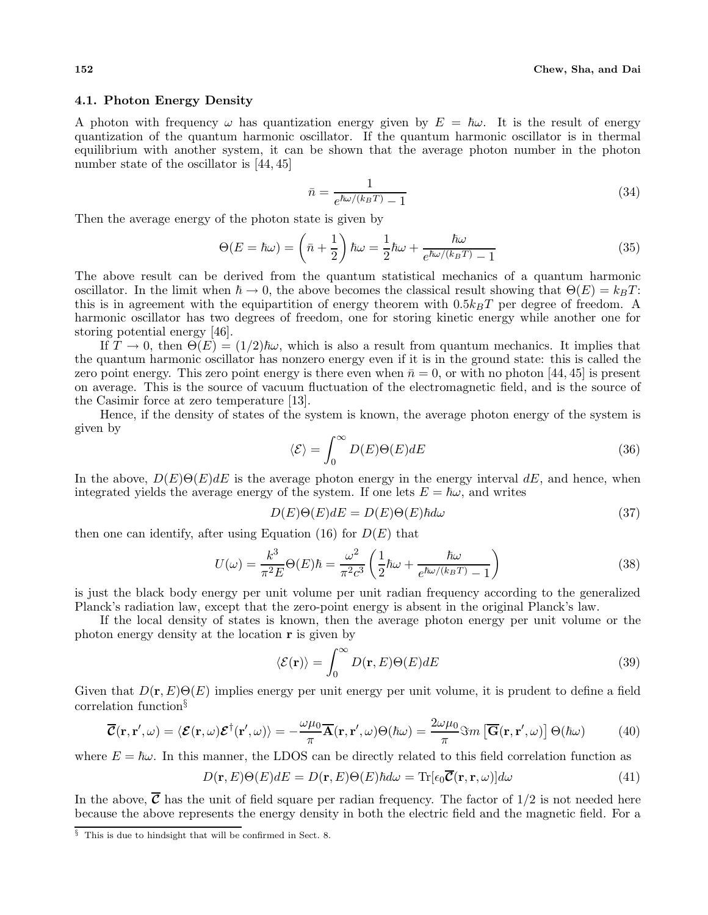### 4.1. Photon Energy Density

A photon with frequency $\omega$ has quantization energy given by $E = \hbar\omega$. It is the result of energy quantization of the quantum harmonic oscillator. If the quantum harmonic oscillator is in thermal equilibrium with another system, it can be shown that the average photon number in the photon number state of the oscillator is [44, 45]

$$\bar{n} = \frac{1}{e^{\hbar\omega/(k_B T)} - 1} \tag{34}$$

Then the average energy of the photon state is given by

$$\Theta(E = \hbar\omega) = \left(\bar{n} + \frac{1}{2}\right)\hbar\omega = \frac{1}{2}\hbar\omega + \frac{\hbar\omega}{e^{\hbar\omega/(k_B T)} - 1} \tag{35}$$

The above result can be derived from the quantum statistical mechanics of a quantum harmonic oscillator. In the limit when $\hbar \to 0$, the above becomes the classical result showing that $\Theta(E) = k_B T$: this is in agreement with the equipartition of energy theorem with $0.5k_B T$ per degree of freedom. A harmonic oscillator has two degrees of freedom, one for storing kinetic energy while another one for storing potential energy [46].

If $T \to 0$, then $\Theta(E) = (1/2)\hbar\omega$, which is also a result from quantum mechanics. It implies that the quantum harmonic oscillator has nonzero energy even if it is in the ground state: this is called the zero point energy. This zero point energy is there even when $\bar{n} = 0$, or with no photon [44, 45] is present on average. This is the source of vacuum fluctuation of the electromagnetic field, and is the source of the Casimir force at zero temperature [13].

Hence, if the density of states of the system is known, the average photon energy of the system is given by

$$\langle \mathcal{E} \rangle = \int_0^\infty D(E)\Theta(E)dE \tag{36}$$

In the above, $D(E)\Theta(E)dE$ is the average photon energy in the energy interval $dE$, and hence, when integrated yields the average energy of the system. If one lets $E = \hbar\omega$, and writes

$$D(E)\Theta(E)dE = D(E)\Theta(E)\hbar d\omega \tag{37}$$

then one can identify, after using Equation (16) for $D(E)$ that

$$U(\omega) = \frac{k^3}{\pi^2 E}\Theta(E)\hbar = \frac{\omega^2}{\pi^2 c^3}\left(\frac{1}{2}\hbar\omega + \frac{\hbar\omega}{e^{\hbar\omega/(k_B T)} - 1}\right) \tag{38}$$

is just the black body energy per unit volume per unit radian frequency according to the generalized Planck's radiation law, except that the zero-point energy is absent in the original Planck's law.

If the local density of states is known, then the average photon energy per unit volume or the photon energy density at the location $\mathbf{r}$ is given by

$$\langle \mathcal{E}(\mathbf{r}) \rangle = \int_0^\infty D(\mathbf{r}, E)\Theta(E)dE \tag{39}$$

Given that $D(\mathbf{r}, E)\Theta(E)$ implies energy per unit energy per unit volume, it is prudent to define a field correlation function[§]

$$\overline{\mathcal{C}}(\mathbf{r}, \mathbf{r}', \omega) = \langle \boldsymbol{\mathcal{E}}(\mathbf{r}, \omega)\boldsymbol{\mathcal{E}}^\dagger(\mathbf{r}', \omega) \rangle = -\frac{\omega\mu_0}{\pi}\overline{\mathbf{A}}(\mathbf{r}, \mathbf{r}', \omega)\Theta(\hbar\omega) = \frac{2\omega\mu_0}{\pi}\Im m\left[\overline{\mathbf{G}}(\mathbf{r}, \mathbf{r}', \omega)\right]\Theta(\hbar\omega) \tag{40}$$

where $E = \hbar\omega$. In this manner, the LDOS can be directly related to this field correlation function as

$$D(\mathbf{r}, E)\Theta(E)dE = D(\mathbf{r}, E)\Theta(E)\hbar d\omega = \text{Tr}[\epsilon_0 \overline{\mathcal{C}}(\mathbf{r}, \mathbf{r}, \omega)]d\omega \tag{41}$$

In the above, $\overline{\mathcal{C}}$ has the unit of field square per radian frequency. The factor of $1/2$ is not needed here because the above represents the energy density in both the electric field and the magnetic field. For a

[§] This is due to hindsight that will be confirmed in Sect. 8.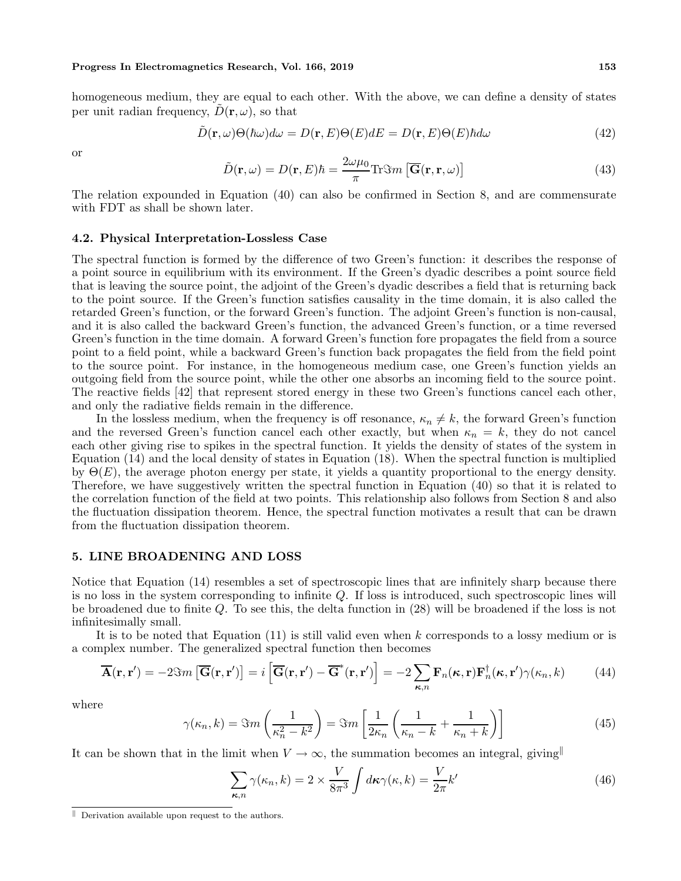homogeneous medium, they are equal to each other. With the above, we can define a density of states per unit radian frequency, $\tilde{D}(\mathbf{r}, \omega)$, so that

$$\tilde{D}(\mathbf{r}, \omega)\Theta(\hbar\omega)d\omega = D(\mathbf{r}, E)\Theta(E)dE = D(\mathbf{r}, E)\Theta(E)\hbar d\omega \tag{42}$$

or

$$\tilde{D}(\mathbf{r}, \omega) = D(\mathbf{r}, E)\hbar = \frac{2\omega\mu_0}{\pi}\mathrm{Tr}\Im m\left[\overline{\mathbf{G}}(\mathbf{r}, \mathbf{r}, \omega)\right] \tag{43}$$

The relation expounded in Equation (40) can also be confirmed in Section 8, and are commensurate with FDT as shall be shown later.

### 4.2. Physical Interpretation-Lossless Case

The spectral function is formed by the difference of two Green's function: it describes the response of a point source in equilibrium with its environment. If the Green's dyadic describes a point source field that is leaving the source point, the adjoint of the Green's dyadic describes a field that is returning back to the point source. If the Green's function satisfies causality in the time domain, it is also called the retarded Green's function, or the forward Green's function. The adjoint Green's function is non-causal, and it is also called the backward Green's function, the advanced Green's function, or a time reversed Green's function in the time domain. A forward Green's function fore propagates the field from a source point to a field point, while a backward Green's function back propagates the field from the field point to the source point. For instance, in the homogeneous medium case, one Green's function yields an outgoing field from the source point, while the other one absorbs an incoming field to the source point. The reactive fields [42] that represent stored energy in these two Green's functions cancel each other, and only the radiative fields remain in the difference.

In the lossless medium, when the frequency is off resonance, $\kappa_n \neq k$, the forward Green's function and the reversed Green's function cancel each other exactly, but when $\kappa_n = k$, they do not cancel each other giving rise to spikes in the spectral function. It yields the density of states of the system in Equation (14) and the local density of states in Equation (18). When the spectral function is multiplied by $\Theta(E)$, the average photon energy per state, it yields a quantity proportional to the energy density. Therefore, we have suggestively written the spectral function in Equation (40) so that it is related to the correlation function of the field at two points. This relationship also follows from Section 8 and also the fluctuation dissipation theorem. Hence, the spectral function motivates a result that can be drawn from the fluctuation dissipation theorem.

## 5. LINE BROADENING AND LOSS

Notice that Equation (14) resembles a set of spectroscopic lines that are infinitely sharp because there is no loss in the system corresponding to infinite $Q$. If loss is introduced, such spectroscopic lines will be broadened due to finite $Q$. To see this, the delta function in (28) will be broadened if the loss is not infinitesimally small.

It is to be noted that Equation (11) is still valid even when $k$ corresponds to a lossy medium or is a complex number. The generalized spectral function then becomes

$$\overline{\mathbf{A}}(\mathbf{r}, \mathbf{r}') = -2\Im m\left[\overline{\mathbf{G}}(\mathbf{r}, \mathbf{r}')\right] = i\left[\overline{\mathbf{G}}(\mathbf{r}, \mathbf{r}') - \overline{\mathbf{G}}^*(\mathbf{r}, \mathbf{r}')\right] = -2\sum_{\boldsymbol{\kappa}, n}\mathbf{F}_n(\boldsymbol{\kappa}, \mathbf{r})\mathbf{F}_n^\dagger(\boldsymbol{\kappa}, \mathbf{r}')\gamma(\kappa_n, k) \tag{44}$$

where

$$\gamma(\kappa_n, k) = \Im m\left(\frac{1}{\kappa_n^2 - k^2}\right) = \Im m\left[\frac{1}{2\kappa_n}\left(\frac{1}{\kappa_n - k} + \frac{1}{\kappa_n + k}\right)\right] \tag{45}$$

It can be shown that in the limit when $V \to \infty$, the summation becomes an integral, giving[‖]

$$\sum_{\boldsymbol{\kappa}, n}\gamma(\kappa_n, k) = 2 \times \frac{V}{8\pi^3}\int d\boldsymbol{\kappa}\gamma(\kappa, k) = \frac{V}{2\pi}k' \tag{46}$$

[‖] Derivation available upon request to the authors.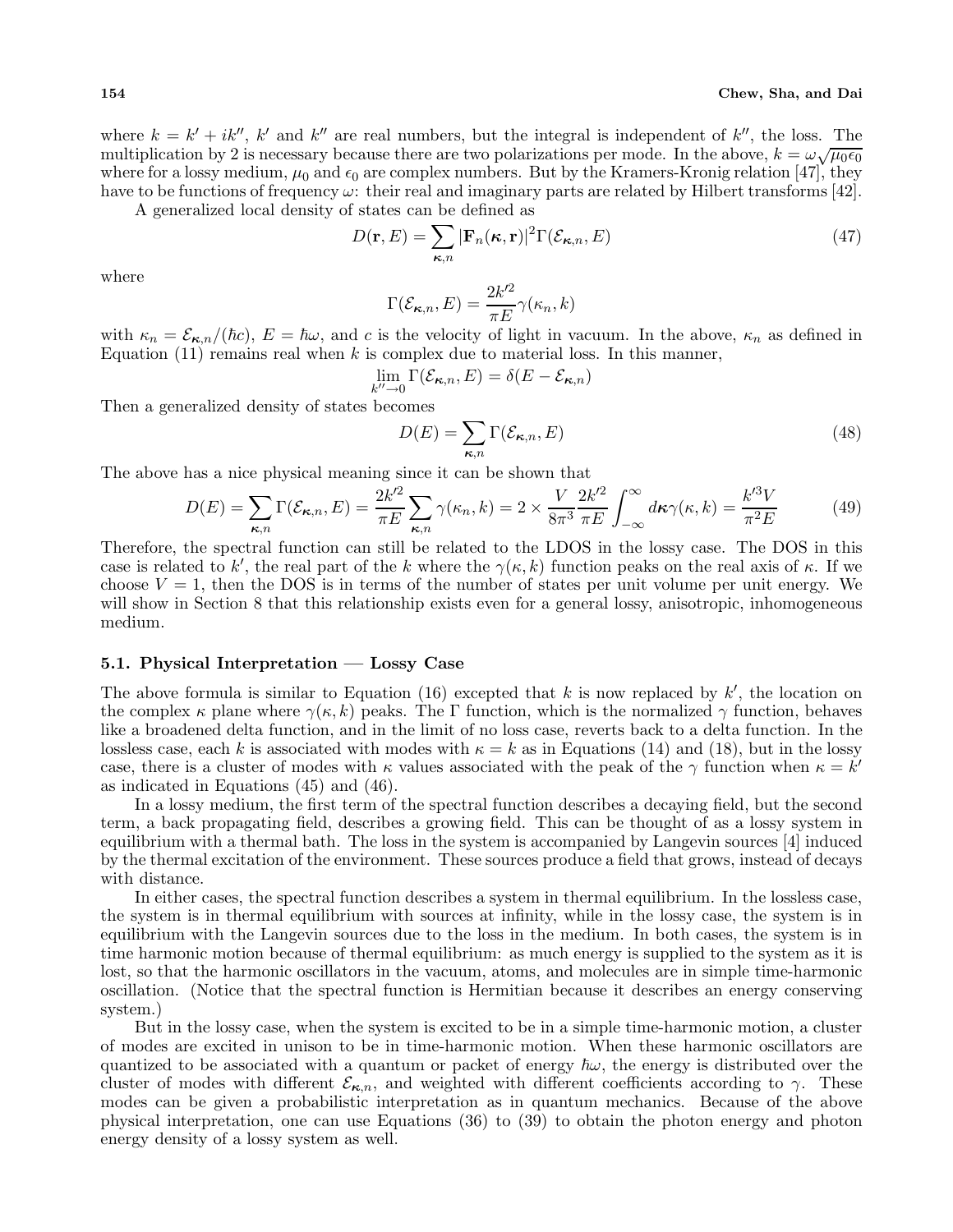where $k = k' + ik''$, $k'$ and $k''$ are real numbers, but the integral is independent of $k''$, the loss. The multiplication by 2 is necessary because there are two polarizations per mode. In the above, $k = \omega\sqrt{\mu_0\epsilon_0}$ where for a lossy medium, $\mu_0$ and $\epsilon_0$ are complex numbers. But by the Kramers-Kronig relation [47], they have to be functions of frequency $\omega$: their real and imaginary parts are related by Hilbert transforms [42].

A generalized local density of states can be defined as

$$D(\mathbf{r}, E) = \sum_{\boldsymbol{\kappa},n} |\mathbf{F}_n(\boldsymbol{\kappa}, \mathbf{r})|^2 \Gamma(\mathcal{E}_{\boldsymbol{\kappa},n}, E) \tag{47}$$

where

$$\Gamma(\mathcal{E}_{\boldsymbol{\kappa},n}, E) = \frac{2k'^2}{\pi E}\gamma(\kappa_n, k)$$

with $\kappa_n = \mathcal{E}_{\boldsymbol{\kappa},n}/(\hbar c)$, $E = \hbar\omega$, and $c$ is the velocity of light in vacuum. In the above, $\kappa_n$ as defined in Equation (11) remains real when $k$ is complex due to material loss. In this manner,

$$\lim_{k''\to 0} \Gamma(\mathcal{E}_{\boldsymbol{\kappa},n}, E) = \delta(E - \mathcal{E}_{\boldsymbol{\kappa},n})$$

Then a generalized density of states becomes

$$D(E) = \sum_{\boldsymbol{\kappa},n} \Gamma(\mathcal{E}_{\boldsymbol{\kappa},n}, E) \tag{48}$$

The above has a nice physical meaning since it can be shown that

$$D(E) = \sum_{\boldsymbol{\kappa},n} \Gamma(\mathcal{E}_{\boldsymbol{\kappa},n}, E) = \frac{2k'^2}{\pi E}\sum_{\boldsymbol{\kappa},n}\gamma(\kappa_n, k) = 2 \times \frac{V}{8\pi^3}\frac{2k'^2}{\pi E}\int_{-\infty}^{\infty} d\boldsymbol{\kappa}\gamma(\kappa, k) = \frac{k'^3 V}{\pi^2 E} \tag{49}$$

Therefore, the spectral function can still be related to the LDOS in the lossy case. The DOS in this case is related to $k'$, the real part of the $k$ where the $\gamma(\kappa, k)$ function peaks on the real axis of $\kappa$. If we choose $V = 1$, then the DOS is in terms of the number of states per unit volume per unit energy. We will show in Section 8 that this relationship exists even for a general lossy, anisotropic, inhomogeneous medium.

### 5.1. Physical Interpretation — Lossy Case

The above formula is similar to Equation (16) excepted that $k$ is now replaced by $k'$, the location on the complex $\kappa$ plane where $\gamma(\kappa, k)$ peaks. The $\Gamma$ function, which is the normalized $\gamma$ function, behaves like a broadened delta function, and in the limit of no loss case, reverts back to a delta function. In the lossless case, each $k$ is associated with modes with $\kappa = k$ as in Equations (14) and (18), but in the lossy case, there is a cluster of modes with $\kappa$ values associated with the peak of the $\gamma$ function when $\kappa = k'$ as indicated in Equations (45) and (46).

In a lossy medium, the first term of the spectral function describes a decaying field, but the second term, a back propagating field, describes a growing field. This can be thought of as a lossy system in equilibrium with a thermal bath. The loss in the system is accompanied by Langevin sources [4] induced by the thermal excitation of the environment. These sources produce a field that grows, instead of decays with distance.

In either cases, the spectral function describes a system in thermal equilibrium. In the lossless case, the system is in thermal equilibrium with sources at infinity, while in the lossy case, the system is in equilibrium with the Langevin sources due to the loss in the medium. In both cases, the system is in time harmonic motion because of thermal equilibrium: as much energy is supplied to the system as it is lost, so that the harmonic oscillators in the vacuum, atoms, and molecules are in simple time-harmonic oscillation. (Notice that the spectral function is Hermitian because it describes an energy conserving system.)

But in the lossy case, when the system is excited to be in a simple time-harmonic motion, a cluster of modes are excited in unison to be in time-harmonic motion. When these harmonic oscillators are quantized to be associated with a quantum or packet of energy $\hbar\omega$, the energy is distributed over the cluster of modes with different $\mathcal{E}_{\boldsymbol{\kappa},n}$, and weighted with different coefficients according to $\gamma$. These modes can be given a probabilistic interpretation as in quantum mechanics. Because of the above physical interpretation, one can use Equations (36) to (39) to obtain the photon energy and photon energy density of a lossy system as well.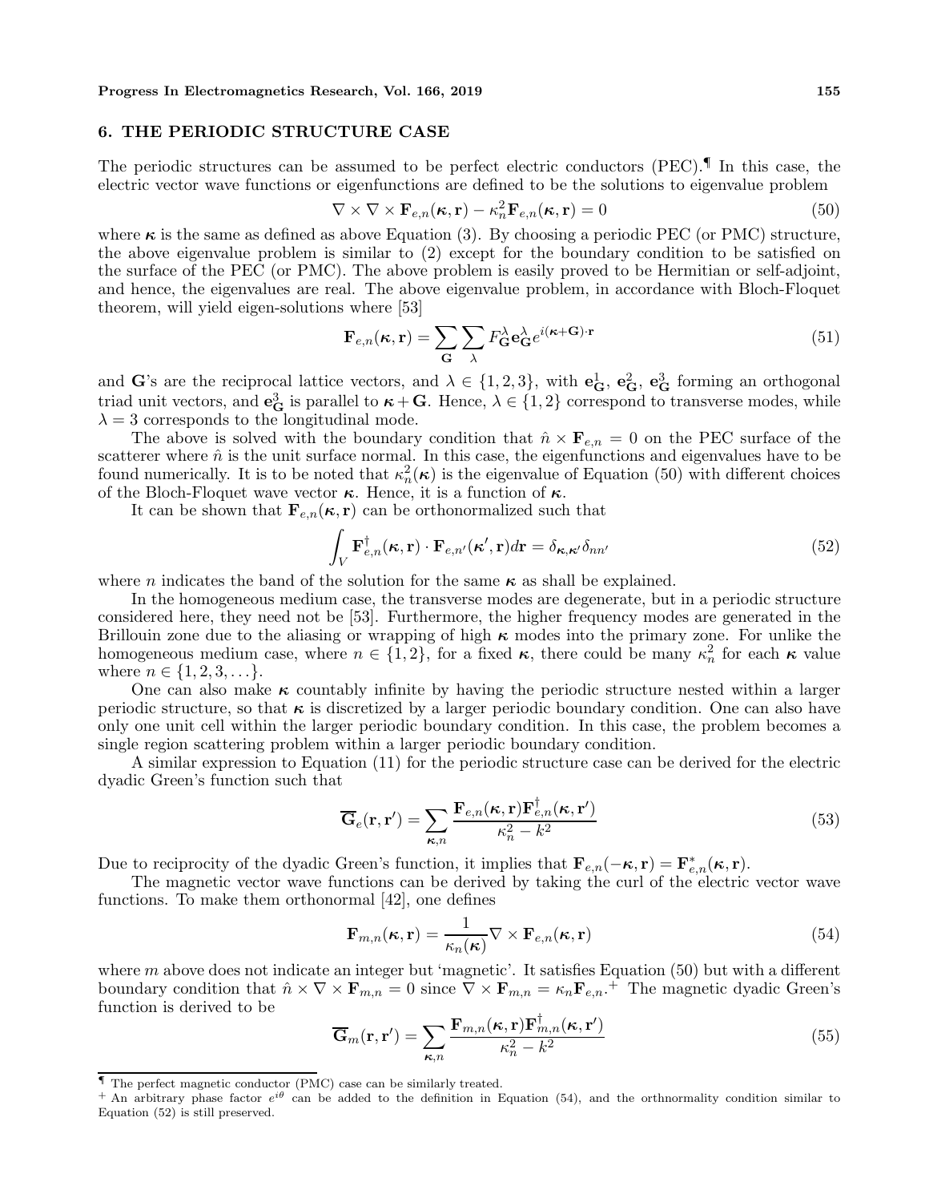## 6. THE PERIODIC STRUCTURE CASE

The periodic structures can be assumed to be perfect electric conductors (PEC).¶ In this case, the electric vector wave functions or eigenfunctions are defined to be the solutions to eigenvalue problem

$$\nabla \times \nabla \times \mathbf{F}_{e,n}(\boldsymbol{\kappa}, \mathbf{r}) - \kappa_n^2 \mathbf{F}_{e,n}(\boldsymbol{\kappa}, \mathbf{r}) = 0 \tag{50}$$

where $\boldsymbol{\kappa}$ is the same as defined as above Equation (3). By choosing a periodic PEC (or PMC) structure, the above eigenvalue problem is similar to (2) except for the boundary condition to be satisfied on the surface of the PEC (or PMC). The above problem is easily proved to be Hermitian or self-adjoint, and hence, the eigenvalues are real. The above eigenvalue problem, in accordance with Bloch-Floquet theorem, will yield eigen-solutions where [53]

$$\mathbf{F}_{e,n}(\boldsymbol{\kappa}, \mathbf{r}) = \sum_{\mathbf{G}} \sum_{\lambda} F_{\mathbf{G}}^{\lambda} \mathbf{e}_{\mathbf{G}}^{\lambda} e^{i(\boldsymbol{\kappa}+\mathbf{G})\cdot\mathbf{r}} \tag{51}$$

and $\mathbf{G}$'s are the reciprocal lattice vectors, and $\lambda \in \{1, 2, 3\}$, with $\mathbf{e}_{\mathbf{G}}^1$, $\mathbf{e}_{\mathbf{G}}^2$, $\mathbf{e}_{\mathbf{G}}^3$ forming an orthogonal triad unit vectors, and $\mathbf{e}_{\mathbf{G}}^3$ is parallel to $\boldsymbol{\kappa} + \mathbf{G}$. Hence, $\lambda \in \{1, 2\}$ correspond to transverse modes, while $\lambda = 3$ corresponds to the longitudinal mode.

The above is solved with the boundary condition that $\hat{n} \times \mathbf{F}_{e,n} = 0$ on the PEC surface of the scatterer where $\hat{n}$ is the unit surface normal. In this case, the eigenfunctions and eigenvalues have to be found numerically. It is to be noted that $\kappa_n^2(\boldsymbol{\kappa})$ is the eigenvalue of Equation (50) with different choices of the Bloch-Floquet wave vector $\boldsymbol{\kappa}$. Hence, it is a function of $\boldsymbol{\kappa}$.

It can be shown that $\mathbf{F}_{e,n}(\boldsymbol{\kappa}, \mathbf{r})$ can be orthonormalized such that

$$\int_V \mathbf{F}_{e,n}^{\dagger}(\boldsymbol{\kappa}, \mathbf{r}) \cdot \mathbf{F}_{e,n'}(\boldsymbol{\kappa}', \mathbf{r}) d\mathbf{r} = \delta_{\boldsymbol{\kappa},\boldsymbol{\kappa}'} \delta_{nn'} \tag{52}$$

where $n$ indicates the band of the solution for the same $\boldsymbol{\kappa}$ as shall be explained.

In the homogeneous medium case, the transverse modes are degenerate, but in a periodic structure considered here, they need not be [53]. Furthermore, the higher frequency modes are generated in the Brillouin zone due to the aliasing or wrapping of high $\boldsymbol{\kappa}$ modes into the primary zone. For unlike the homogeneous medium case, where $n \in \{1, 2\}$, for a fixed $\boldsymbol{\kappa}$, there could be many $\kappa_n^2$ for each $\boldsymbol{\kappa}$ value where $n \in \{1, 2, 3, \ldots\}$.

One can also make $\boldsymbol{\kappa}$ countably infinite by having the periodic structure nested within a larger periodic structure, so that $\boldsymbol{\kappa}$ is discretized by a larger periodic boundary condition. One can also have only one unit cell within the larger periodic boundary condition. In this case, the problem becomes a single region scattering problem within a larger periodic boundary condition.

A similar expression to Equation (11) for the periodic structure case can be derived for the electric dyadic Green's function such that

$$\overline{\mathbf{G}}_e(\mathbf{r}, \mathbf{r}') = \sum_{\boldsymbol{\kappa},n} \frac{\mathbf{F}_{e,n}(\boldsymbol{\kappa}, \mathbf{r}) \mathbf{F}_{e,n}^{\dagger}(\boldsymbol{\kappa}, \mathbf{r}')}{\kappa_n^2 - k^2} \tag{53}$$

Due to reciprocity of the dyadic Green's function, it implies that $\mathbf{F}_{e,n}(-\boldsymbol{\kappa}, \mathbf{r}) = \mathbf{F}_{e,n}^*(\boldsymbol{\kappa}, \mathbf{r})$.

The magnetic vector wave functions can be derived by taking the curl of the electric vector wave functions. To make them orthonormal [42], one defines

$$\mathbf{F}_{m,n}(\boldsymbol{\kappa}, \mathbf{r}) = \frac{1}{\kappa_n(\boldsymbol{\kappa})} \nabla \times \mathbf{F}_{e,n}(\boldsymbol{\kappa}, \mathbf{r}) \tag{54}$$

where $m$ above does not indicate an integer but 'magnetic'. It satisfies Equation (50) but with a different boundary condition that $\hat{n} \times \nabla \times \mathbf{F}_{m,n} = 0$ since $\nabla \times \mathbf{F}_{m,n} = \kappa_n \mathbf{F}_{e,n}$.+ The magnetic dyadic Green's function is derived to be

$$\overline{\mathbf{G}}_m(\mathbf{r}, \mathbf{r}') = \sum_{\boldsymbol{\kappa},n} \frac{\mathbf{F}_{m,n}(\boldsymbol{\kappa}, \mathbf{r}) \mathbf{F}_{m,n}^{\dagger}(\boldsymbol{\kappa}, \mathbf{r}')}{\kappa_n^2 - k^2} \tag{55}$$

---

¶ The perfect magnetic conductor (PMC) case can be similarly treated.

+ An arbitrary phase factor $e^{i\theta}$ can be added to the definition in Equation (54), and the orthnormality condition similar to Equation (52) is still preserved.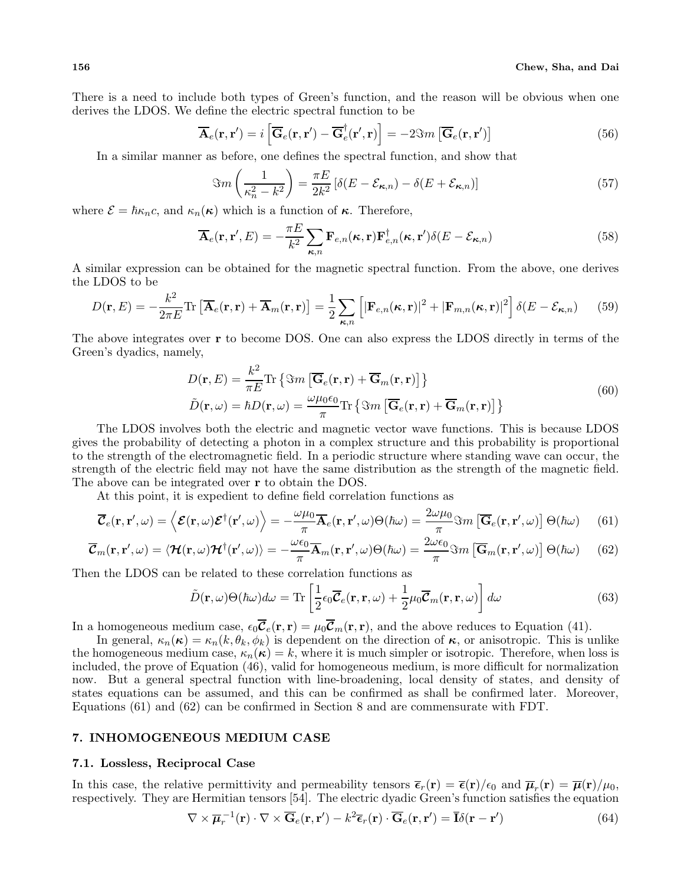There is a need to include both types of Green's function, and the reason will be obvious when one derives the LDOS. We define the electric spectral function to be

$$\overline{\mathbf{A}}_e(\mathbf{r},\mathbf{r}') = i\left[\overline{\mathbf{G}}_e(\mathbf{r},\mathbf{r}') - \overline{\mathbf{G}}_e^\dagger(\mathbf{r}',\mathbf{r})\right] = -2\Im m\left[\overline{\mathbf{G}}_e(\mathbf{r},\mathbf{r}')\right] \tag{56}$$

In a similar manner as before, one defines the spectral function, and show that

$$\Im m\left(\frac{1}{\kappa_n^2 - k^2}\right) = \frac{\pi E}{2k^2}\left[\delta(E - \mathcal{E}_{\boldsymbol{\kappa},n}) - \delta(E + \mathcal{E}_{\boldsymbol{\kappa},n})\right] \tag{57}$$

where $\mathcal{E} = \hbar\kappa_n c$, and $\kappa_n(\boldsymbol{\kappa})$ which is a function of $\boldsymbol{\kappa}$. Therefore,

$$\overline{\mathbf{A}}_e(\mathbf{r},\mathbf{r}',E) = -\frac{\pi E}{k^2}\sum_{\boldsymbol{\kappa},n}\mathbf{F}_{e,n}(\boldsymbol{\kappa},\mathbf{r})\mathbf{F}_{e,n}^\dagger(\boldsymbol{\kappa},\mathbf{r}')\delta(E - \mathcal{E}_{\boldsymbol{\kappa},n}) \tag{58}$$

A similar expression can be obtained for the magnetic spectral function. From the above, one derives the LDOS to be

$$D(\mathbf{r},E) = -\frac{k^2}{2\pi E}\mathrm{Tr}\left[\overline{\mathbf{A}}_e(\mathbf{r},\mathbf{r}) + \overline{\mathbf{A}}_m(\mathbf{r},\mathbf{r})\right] = \frac{1}{2}\sum_{\boldsymbol{\kappa},n}\left[|\mathbf{F}_{e,n}(\boldsymbol{\kappa},\mathbf{r})|^2 + |\mathbf{F}_{m,n}(\boldsymbol{\kappa},\mathbf{r})|^2\right]\delta(E - \mathcal{E}_{\boldsymbol{\kappa},n}) \tag{59}$$

The above integrates over $\mathbf{r}$ to become DOS. One can also express the LDOS directly in terms of the Green's dyadics, namely,

$$\begin{aligned} D(\mathbf{r},E) &= \frac{k^2}{\pi E}\mathrm{Tr}\left\{\Im m\left[\overline{\mathbf{G}}_e(\mathbf{r},\mathbf{r}) + \overline{\mathbf{G}}_m(\mathbf{r},\mathbf{r})\right]\right\} \\ \tilde{D}(\mathbf{r},\omega) = \hbar D(\mathbf{r},\omega) &= \frac{\omega\mu_0\epsilon_0}{\pi}\mathrm{Tr}\left\{\Im m\left[\overline{\mathbf{G}}_e(\mathbf{r},\mathbf{r}) + \overline{\mathbf{G}}_m(\mathbf{r},\mathbf{r})\right]\right\} \end{aligned} \tag{60}$$

The LDOS involves both the electric and magnetic vector wave functions. This is because LDOS gives the probability of detecting a photon in a complex structure and this probability is proportional to the strength of the electromagnetic field. In a periodic structure where standing wave can occur, the strength of the electric field may not have the same distribution as the strength of the magnetic field. The above can be integrated over $\mathbf{r}$ to obtain the DOS.

At this point, it is expedient to define field correlation functions as

$$\overline{\boldsymbol{\mathcal{C}}}_e(\mathbf{r},\mathbf{r}',\omega) = \left\langle\boldsymbol{\mathcal{E}}(\mathbf{r},\omega)\boldsymbol{\mathcal{E}}^\dagger(\mathbf{r}',\omega)\right\rangle = -\frac{\omega\mu_0}{\pi}\overline{\mathbf{A}}_e(\mathbf{r},\mathbf{r}',\omega)\Theta(\hbar\omega) = \frac{2\omega\mu_0}{\pi}\Im m\left[\overline{\mathbf{G}}_e(\mathbf{r},\mathbf{r}',\omega)\right]\Theta(\hbar\omega) \tag{61}$$

$$\overline{\boldsymbol{\mathcal{C}}}_m(\mathbf{r},\mathbf{r}',\omega) = \left\langle\boldsymbol{\mathcal{H}}(\mathbf{r},\omega)\boldsymbol{\mathcal{H}}^\dagger(\mathbf{r}',\omega)\right\rangle = -\frac{\omega\epsilon_0}{\pi}\overline{\mathbf{A}}_m(\mathbf{r},\mathbf{r}',\omega)\Theta(\hbar\omega) = \frac{2\omega\epsilon_0}{\pi}\Im m\left[\overline{\mathbf{G}}_m(\mathbf{r},\mathbf{r}',\omega)\right]\Theta(\hbar\omega) \tag{62}$$

Then the LDOS can be related to these correlation functions as

$$\tilde{D}(\mathbf{r},\omega)\Theta(\hbar\omega)d\omega = \mathrm{Tr}\left[\frac{1}{2}\epsilon_0\overline{\boldsymbol{\mathcal{C}}}_e(\mathbf{r},\mathbf{r},\omega) + \frac{1}{2}\mu_0\overline{\boldsymbol{\mathcal{C}}}_m(\mathbf{r},\mathbf{r},\omega)\right]d\omega \tag{63}$$

In a homogeneous medium case, $\epsilon_0\overline{\boldsymbol{\mathcal{C}}}_e(\mathbf{r},\mathbf{r}) = \mu_0\overline{\boldsymbol{\mathcal{C}}}_m(\mathbf{r},\mathbf{r})$, and the above reduces to Equation (41).

In general, $\kappa_n(\boldsymbol{\kappa}) = \kappa_n(k,\theta_k,\phi_k)$ is dependent on the direction of $\boldsymbol{\kappa}$, or anisotropic. This is unlike the homogeneous medium case, $\kappa_n(\boldsymbol{\kappa}) = k$, where it is much simpler or isotropic. Therefore, when loss is included, the prove of Equation (46), valid for homogeneous medium, is more difficult for normalization now. But a general spectral function with line-broadening, local density of states, and density of states equations can be assumed, and this can be confirmed as shall be confirmed later. Moreover, Equations (61) and (62) can be confirmed in Section 8 and are commensurate with FDT.

## 7. INHOMOGENEOUS MEDIUM CASE

### 7.1. Lossless, Reciprocal Case

In this case, the relative permittivity and permeability tensors $\overline{\boldsymbol{\epsilon}}_r(\mathbf{r}) = \overline{\boldsymbol{\epsilon}}(\mathbf{r})/\epsilon_0$ and $\overline{\boldsymbol{\mu}}_r(\mathbf{r}) = \overline{\boldsymbol{\mu}}(\mathbf{r})/\mu_0$, respectively. They are Hermitian tensors [54]. The electric dyadic Green's function satisfies the equation

$$\nabla\times\overline{\boldsymbol{\mu}}_r^{-1}(\mathbf{r})\cdot\nabla\times\overline{\mathbf{G}}_e(\mathbf{r},\mathbf{r}') - k^2\overline{\boldsymbol{\epsilon}}_r(\mathbf{r})\cdot\overline{\mathbf{G}}_e(\mathbf{r},\mathbf{r}') = \overline{\mathbf{I}}\delta(\mathbf{r}-\mathbf{r}') \tag{64}$$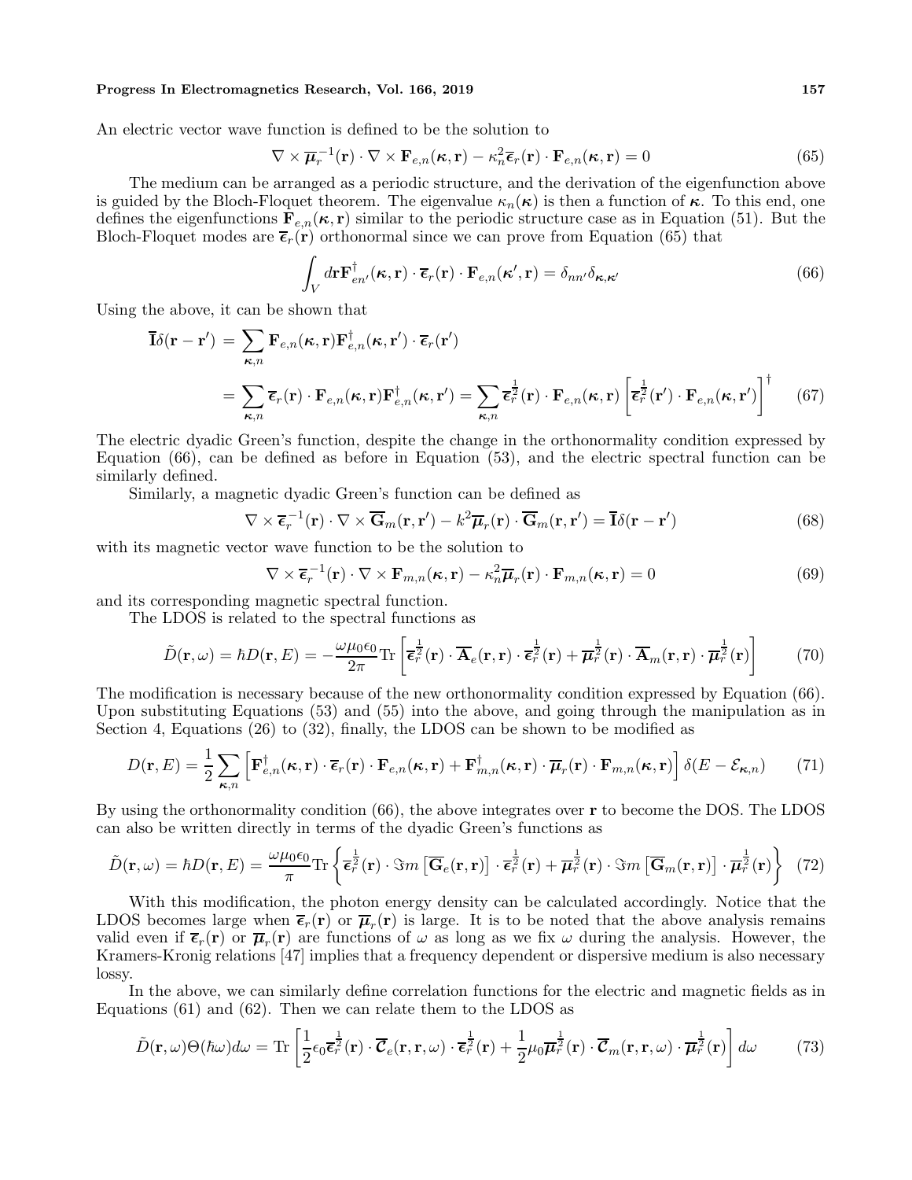An electric vector wave function is defined to be the solution to

$$\nabla \times \overline{\boldsymbol{\mu}}_r^{-1}(\mathbf{r}) \cdot \nabla \times \mathbf{F}_{e,n}(\boldsymbol{\kappa}, \mathbf{r}) - \kappa_n^2 \overline{\boldsymbol{\epsilon}}_r(\mathbf{r}) \cdot \mathbf{F}_{e,n}(\boldsymbol{\kappa}, \mathbf{r}) = 0 \tag{65}$$

The medium can be arranged as a periodic structure, and the derivation of the eigenfunction above is guided by the Bloch-Floquet theorem. The eigenvalue $\kappa_n(\boldsymbol{\kappa})$ is then a function of $\boldsymbol{\kappa}$. To this end, one defines the eigenfunctions $\mathbf{F}_{e,n}(\boldsymbol{\kappa}, \mathbf{r})$ similar to the periodic structure case as in Equation (51). But the Bloch-Floquet modes are $\overline{\boldsymbol{\epsilon}}_r(\mathbf{r})$ orthonormal since we can prove from Equation (65) that

$$\int_V d\mathbf{r} \mathbf{F}_{en'}^\dagger(\boldsymbol{\kappa}, \mathbf{r}) \cdot \overline{\boldsymbol{\epsilon}}_r(\mathbf{r}) \cdot \mathbf{F}_{e,n}(\boldsymbol{\kappa}', \mathbf{r}) = \delta_{nn'} \delta_{\boldsymbol{\kappa}, \boldsymbol{\kappa}'} \tag{66}$$

Using the above, it can be shown that

$$\begin{aligned}
\overline{\mathbf{I}} \delta(\mathbf{r} - \mathbf{r}') &= \sum_{\boldsymbol{\kappa}, n} \mathbf{F}_{e,n}(\boldsymbol{\kappa}, \mathbf{r}) \mathbf{F}_{e,n}^\dagger(\boldsymbol{\kappa}, \mathbf{r}') \cdot \overline{\boldsymbol{\epsilon}}_r(\mathbf{r}') \\
&= \sum_{\boldsymbol{\kappa}, n} \overline{\boldsymbol{\epsilon}}_r(\mathbf{r}) \cdot \mathbf{F}_{e,n}(\boldsymbol{\kappa}, \mathbf{r}) \mathbf{F}_{e,n}^\dagger(\boldsymbol{\kappa}, \mathbf{r}') = \sum_{\boldsymbol{\kappa}, n} \overline{\boldsymbol{\epsilon}}_r^{\frac{1}{2}}(\mathbf{r}) \cdot \mathbf{F}_{e,n}(\boldsymbol{\kappa}, \mathbf{r}) \left[ \overline{\boldsymbol{\epsilon}}_r^{\frac{1}{2}}(\mathbf{r}') \cdot \mathbf{F}_{e,n}(\boldsymbol{\kappa}, \mathbf{r}') \right]^\dagger
\end{aligned} \tag{67}$$

The electric dyadic Green's function, despite the change in the orthonormality condition expressed by Equation (66), can be defined as before in Equation (53), and the electric spectral function can be similarly defined.

Similarly, a magnetic dyadic Green's function can be defined as

$$\nabla \times \overline{\boldsymbol{\epsilon}}_r^{-1}(\mathbf{r}) \cdot \nabla \times \overline{\mathbf{G}}_m(\mathbf{r}, \mathbf{r}') - k^2 \overline{\boldsymbol{\mu}}_r(\mathbf{r}) \cdot \overline{\mathbf{G}}_m(\mathbf{r}, \mathbf{r}') = \overline{\mathbf{I}} \delta(\mathbf{r} - \mathbf{r}') \tag{68}$$

with its magnetic vector wave function to be the solution to

$$\nabla \times \overline{\boldsymbol{\epsilon}}_r^{-1}(\mathbf{r}) \cdot \nabla \times \mathbf{F}_{m,n}(\boldsymbol{\kappa}, \mathbf{r}) - \kappa_n^2 \overline{\boldsymbol{\mu}}_r(\mathbf{r}) \cdot \mathbf{F}_{m,n}(\boldsymbol{\kappa}, \mathbf{r}) = 0 \tag{69}$$

and its corresponding magnetic spectral function.

The LDOS is related to the spectral functions as

$$\tilde{D}(\mathbf{r}, \omega) = \hbar D(\mathbf{r}, E) = -\frac{\omega \mu_0 \epsilon_0}{2\pi} \mathrm{Tr} \left[ \overline{\boldsymbol{\epsilon}}_r^{\frac{1}{2}}(\mathbf{r}) \cdot \overline{\mathbf{A}}_e(\mathbf{r}, \mathbf{r}) \cdot \overline{\boldsymbol{\epsilon}}_r^{\frac{1}{2}}(\mathbf{r}) + \overline{\boldsymbol{\mu}}_r^{\frac{1}{2}}(\mathbf{r}) \cdot \overline{\mathbf{A}}_m(\mathbf{r}, \mathbf{r}) \cdot \overline{\boldsymbol{\mu}}_r^{\frac{1}{2}}(\mathbf{r}) \right] \tag{70}$$

The modification is necessary because of the new orthonormality condition expressed by Equation (66). Upon substituting Equations (53) and (55) into the above, and going through the manipulation as in Section 4, Equations (26) to (32), finally, the LDOS can be shown to be modified as

$$D(\mathbf{r}, E) = \frac{1}{2} \sum_{\boldsymbol{\kappa}, n} \left[ \mathbf{F}_{e,n}^\dagger(\boldsymbol{\kappa}, \mathbf{r}) \cdot \overline{\boldsymbol{\epsilon}}_r(\mathbf{r}) \cdot \mathbf{F}_{e,n}(\boldsymbol{\kappa}, \mathbf{r}) + \mathbf{F}_{m,n}^\dagger(\boldsymbol{\kappa}, \mathbf{r}) \cdot \overline{\boldsymbol{\mu}}_r(\mathbf{r}) \cdot \mathbf{F}_{m,n}(\boldsymbol{\kappa}, \mathbf{r}) \right] \delta(E - \mathcal{E}_{\boldsymbol{\kappa}, n}) \tag{71}$$

By using the orthonormality condition (66), the above integrates over $\mathbf{r}$ to become the DOS. The LDOS can also be written directly in terms of the dyadic Green's functions as

$$\tilde{D}(\mathbf{r}, \omega) = \hbar D(\mathbf{r}, E) = \frac{\omega \mu_0 \epsilon_0}{\pi} \mathrm{Tr} \left\{ \overline{\boldsymbol{\epsilon}}_r^{\frac{1}{2}}(\mathbf{r}) \cdot \Im m \left[ \overline{\mathbf{G}}_e(\mathbf{r}, \mathbf{r}) \right] \cdot \overline{\boldsymbol{\epsilon}}_r^{\frac{1}{2}}(\mathbf{r}) + \overline{\boldsymbol{\mu}}_r^{\frac{1}{2}}(\mathbf{r}) \cdot \Im m \left[ \overline{\mathbf{G}}_m(\mathbf{r}, \mathbf{r}) \right] \cdot \overline{\boldsymbol{\mu}}_r^{\frac{1}{2}}(\mathbf{r}) \right\} \tag{72}$$

With this modification, the photon energy density can be calculated accordingly. Notice that the LDOS becomes large when $\overline{\boldsymbol{\epsilon}}_r(\mathbf{r})$ or $\overline{\boldsymbol{\mu}}_r(\mathbf{r})$ is large. It is to be noted that the above analysis remains valid even if $\overline{\boldsymbol{\epsilon}}_r(\mathbf{r})$ or $\overline{\boldsymbol{\mu}}_r(\mathbf{r})$ are functions of $\omega$ as long as we fix $\omega$ during the analysis. However, the Kramers-Kronig relations [47] implies that a frequency dependent or dispersive medium is also necessary lossy.

In the above, we can similarly define correlation functions for the electric and magnetic fields as in Equations (61) and (62). Then we can relate them to the LDOS as

$$\tilde{D}(\mathbf{r}, \omega) \Theta(\hbar\omega) d\omega = \mathrm{Tr} \left[ \frac{1}{2} \epsilon_0 \overline{\boldsymbol{\epsilon}}_r^{\frac{1}{2}}(\mathbf{r}) \cdot \overline{\mathcal{C}}_e(\mathbf{r}, \mathbf{r}, \omega) \cdot \overline{\boldsymbol{\epsilon}}_r^{\frac{1}{2}}(\mathbf{r}) + \frac{1}{2} \mu_0 \overline{\boldsymbol{\mu}}_r^{\frac{1}{2}}(\mathbf{r}) \cdot \overline{\mathcal{C}}_m(\mathbf{r}, \mathbf{r}, \omega) \cdot \overline{\boldsymbol{\mu}}_r^{\frac{1}{2}}(\mathbf{r}) \right] d\omega \tag{73}$$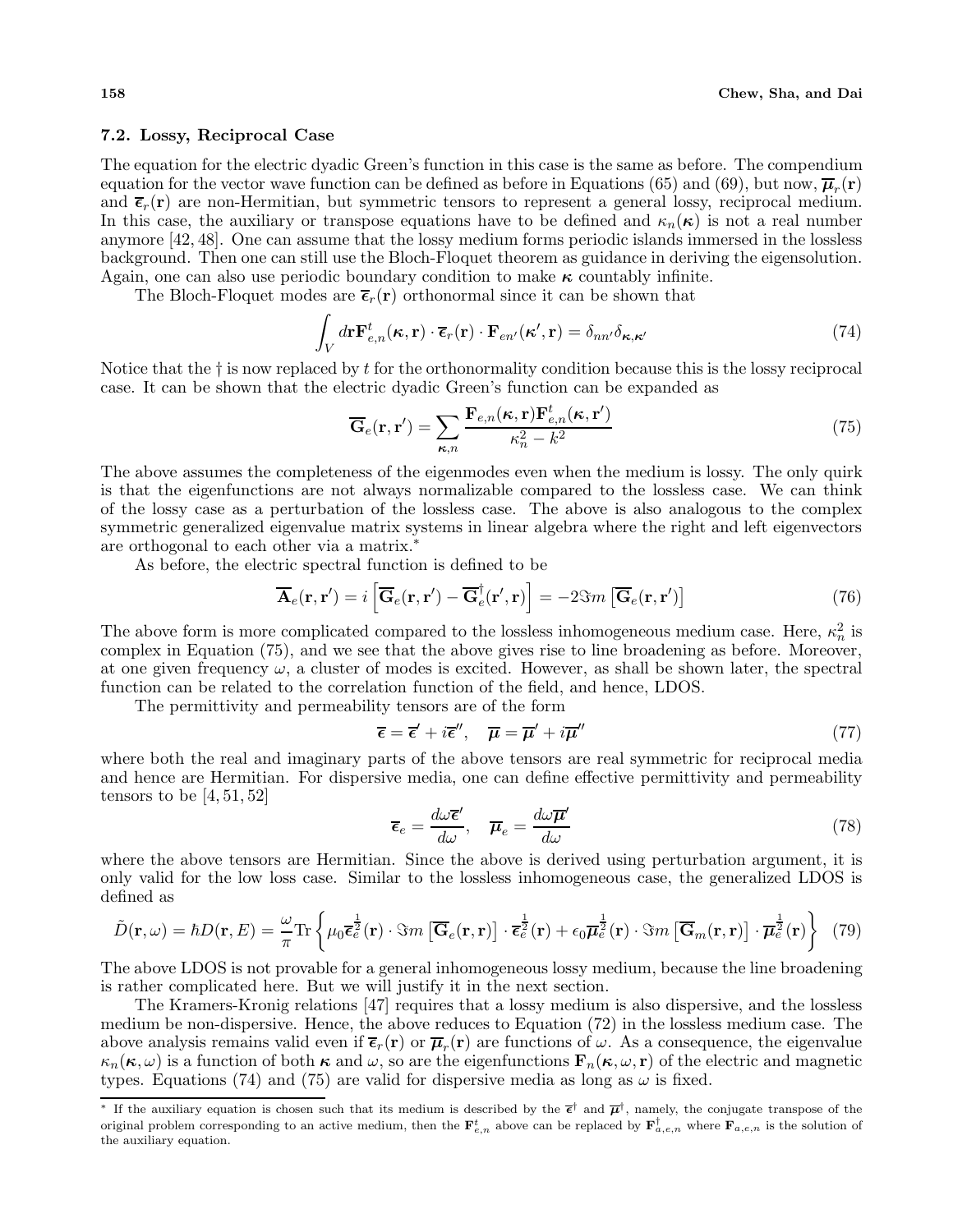### 7.2. Lossy, Reciprocal Case

The equation for the electric dyadic Green's function in this case is the same as before. The compendium equation for the vector wave function can be defined as before in Equations (65) and (69), but now, $\overline{\boldsymbol{\mu}}_r(\mathbf{r})$ and $\overline{\boldsymbol{\epsilon}}_r(\mathbf{r})$ are non-Hermitian, but symmetric tensors to represent a general lossy, reciprocal medium. In this case, the auxiliary or transpose equations have to be defined and $\kappa_n(\boldsymbol{\kappa})$ is not a real number anymore [42, 48]. One can assume that the lossy medium forms periodic islands immersed in the lossless background. Then one can still use the Bloch-Floquet theorem as guidance in deriving the eigensolution. Again, one can also use periodic boundary condition to make $\boldsymbol{\kappa}$ countably infinite.

The Bloch-Floquet modes are $\overline{\boldsymbol{\epsilon}}_r(\mathbf{r})$ orthonormal since it can be shown that

$$\int_V d\mathbf{r}\mathbf{F}^t_{e,n}(\boldsymbol{\kappa},\mathbf{r})\cdot\overline{\boldsymbol{\epsilon}}_r(\mathbf{r})\cdot\mathbf{F}_{en'}(\boldsymbol{\kappa}',\mathbf{r})=\delta_{nn'}\delta_{\boldsymbol{\kappa},\boldsymbol{\kappa}'} \tag{74}$$

Notice that the $\dagger$ is now replaced by $t$ for the orthonormality condition because this is the lossy reciprocal case. It can be shown that the electric dyadic Green's function can be expanded as

$$\overline{\mathbf{G}}_e(\mathbf{r},\mathbf{r}')=\sum_{\boldsymbol{\kappa},n}\frac{\mathbf{F}_{e,n}(\boldsymbol{\kappa},\mathbf{r})\mathbf{F}^t_{e,n}(\boldsymbol{\kappa},\mathbf{r}')}{\kappa_n^2-k^2} \tag{75}$$

The above assumes the completeness of the eigenmodes even when the medium is lossy. The only quirk is that the eigenfunctions are not always normalizable compared to the lossless case. We can think of the lossy case as a perturbation of the lossless case. The above is also analogous to the complex symmetric generalized eigenvalue matrix systems in linear algebra where the right and left eigenvectors are orthogonal to each other via a matrix.*

As before, the electric spectral function is defined to be

$$\overline{\mathbf{A}}_e(\mathbf{r},\mathbf{r}')=i\left[\overline{\mathbf{G}}_e(\mathbf{r},\mathbf{r}')-\overline{\mathbf{G}}^\dagger_e(\mathbf{r}',\mathbf{r})\right]=-2\Im m\left[\overline{\mathbf{G}}_e(\mathbf{r},\mathbf{r}')\right] \tag{76}$$

The above form is more complicated compared to the lossless inhomogeneous medium case. Here, $\kappa_n^2$ is complex in Equation (75), and we see that the above gives rise to line broadening as before. Moreover, at one given frequency $\omega$, a cluster of modes is excited. However, as shall be shown later, the spectral function can be related to the correlation function of the field, and hence, LDOS.

The permittivity and permeability tensors are of the form

$$\overline{\boldsymbol{\epsilon}}=\overline{\boldsymbol{\epsilon}}'+i\overline{\boldsymbol{\epsilon}}'',\quad \overline{\boldsymbol{\mu}}=\overline{\boldsymbol{\mu}}'+i\overline{\boldsymbol{\mu}}'' \tag{77}$$

where both the real and imaginary parts of the above tensors are real symmetric for reciprocal media and hence are Hermitian. For dispersive media, one can define effective permittivity and permeability tensors to be [4, 51, 52]

$$\overline{\boldsymbol{\epsilon}}_e=\frac{d\omega\overline{\boldsymbol{\epsilon}}'}{d\omega},\quad \overline{\boldsymbol{\mu}}_e=\frac{d\omega\overline{\boldsymbol{\mu}}'}{d\omega} \tag{78}$$

where the above tensors are Hermitian. Since the above is derived using perturbation argument, it is only valid for the low loss case. Similar to the lossless inhomogeneous case, the generalized LDOS is defined as

$$\tilde{D}(\mathbf{r},\omega)=\hbar D(\mathbf{r},E)=\frac{\omega}{\pi}\mathrm{Tr}\left\{\mu_0\overline{\boldsymbol{\epsilon}}_e^{\frac{1}{2}}(\mathbf{r})\cdot\Im m\left[\overline{\mathbf{G}}_e(\mathbf{r},\mathbf{r})\right]\cdot\overline{\boldsymbol{\epsilon}}_e^{\frac{1}{2}}(\mathbf{r})+\epsilon_0\overline{\boldsymbol{\mu}}_e^{\frac{1}{2}}(\mathbf{r})\cdot\Im m\left[\overline{\mathbf{G}}_m(\mathbf{r},\mathbf{r})\right]\cdot\overline{\boldsymbol{\mu}}_e^{\frac{1}{2}}(\mathbf{r})\right\} \tag{79}$$

The above LDOS is not provable for a general inhomogeneous lossy medium, because the line broadening is rather complicated here. But we will justify it in the next section.

The Kramers-Kronig relations [47] requires that a lossy medium is also dispersive, and the lossless medium be non-dispersive. Hence, the above reduces to Equation (72) in the lossless medium case. The above analysis remains valid even if $\overline{\boldsymbol{\epsilon}}_r(\mathbf{r})$ or $\overline{\boldsymbol{\mu}}_r(\mathbf{r})$ are functions of $\omega$. As a consequence, the eigenvalue $\kappa_n(\boldsymbol{\kappa},\omega)$ is a function of both $\boldsymbol{\kappa}$ and $\omega$, so are the eigenfunctions $\mathbf{F}_n(\boldsymbol{\kappa},\omega,\mathbf{r})$ of the electric and magnetic types. Equations (74) and (75) are valid for dispersive media as long as $\omega$ is fixed.

---

* If the auxiliary equation is chosen such that its medium is described by the $\overline{\boldsymbol{\epsilon}}^\dagger$ and $\overline{\boldsymbol{\mu}}^\dagger$, namely, the conjugate transpose of the original problem corresponding to an active medium, then the $\mathbf{F}^t_{e,n}$ above can be replaced by $\mathbf{F}^\dagger_{a,e,n}$ where $\mathbf{F}_{a,e,n}$ is the solution of the auxiliary equation.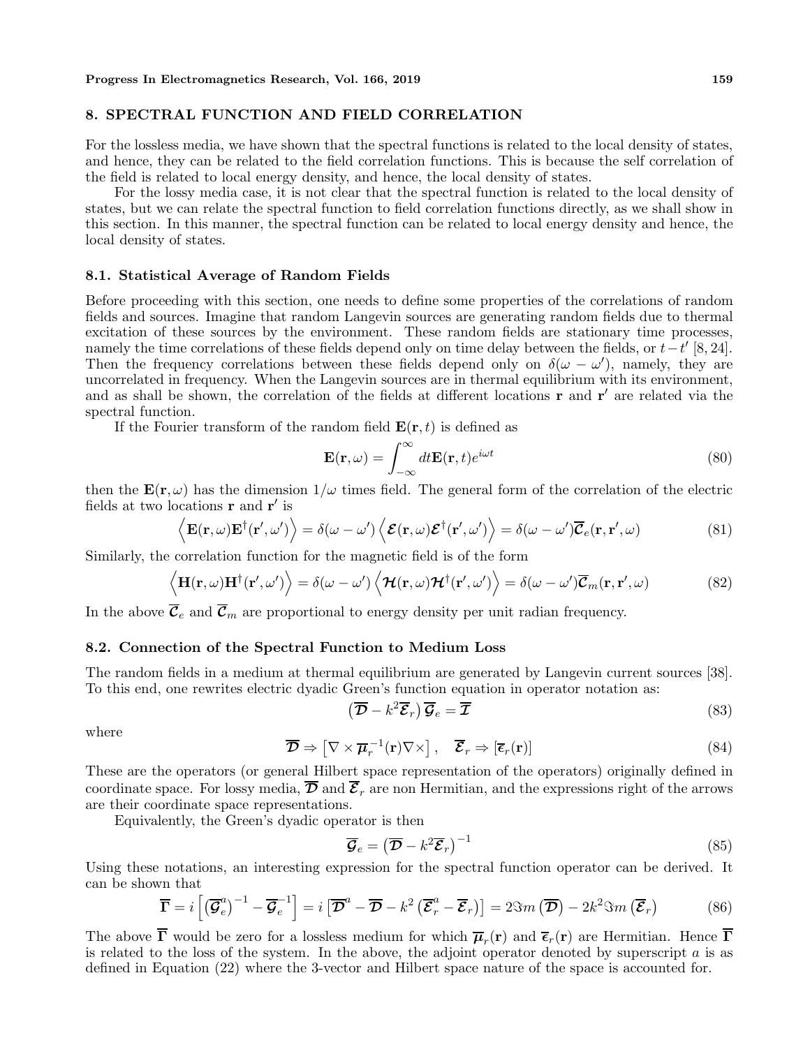## 8. SPECTRAL FUNCTION AND FIELD CORRELATION

For the lossless media, we have shown that the spectral functions is related to the local density of states, and hence, they can be related to the field correlation functions. This is because the self correlation of the field is related to local energy density, and hence, the local density of states.

For the lossy media case, it is not clear that the spectral function is related to the local density of states, but we can relate the spectral function to field correlation functions directly, as we shall show in this section. In this manner, the spectral function can be related to local energy density and hence, the local density of states.

### 8.1. Statistical Average of Random Fields

Before proceeding with this section, one needs to define some properties of the correlations of random fields and sources. Imagine that random Langevin sources are generating random fields due to thermal excitation of these sources by the environment. These random fields are stationary time processes, namely the time correlations of these fields depend only on time delay between the fields, or $t - t'$ [8, 24]. Then the frequency correlations between these fields depend only on $\delta(\omega - \omega')$, namely, they are uncorrelated in frequency. When the Langevin sources are in thermal equilibrium with its environment, and as shall be shown, the correlation of the fields at different locations $\mathbf{r}$ and $\mathbf{r}'$ are related via the spectral function.

If the Fourier transform of the random field $\mathbf{E}(\mathbf{r}, t)$ is defined as

$$\mathbf{E}(\mathbf{r}, \omega) = \int_{-\infty}^{\infty} dt \mathbf{E}(\mathbf{r}, t) e^{i\omega t} \tag{80}$$

then the $\mathbf{E}(\mathbf{r}, \omega)$ has the dimension $1/\omega$ times field. The general form of the correlation of the electric fields at two locations $\mathbf{r}$ and $\mathbf{r}'$ is

$$\left\langle \mathbf{E}(\mathbf{r}, \omega) \mathbf{E}^\dagger(\mathbf{r}', \omega') \right\rangle = \delta(\omega - \omega') \left\langle \boldsymbol{\mathcal{E}}(\mathbf{r}, \omega) \boldsymbol{\mathcal{E}}^\dagger(\mathbf{r}', \omega') \right\rangle = \delta(\omega - \omega') \overline{\boldsymbol{\mathcal{C}}}_e(\mathbf{r}, \mathbf{r}', \omega) \tag{81}$$

Similarly, the correlation function for the magnetic field is of the form

$$\left\langle \mathbf{H}(\mathbf{r}, \omega) \mathbf{H}^\dagger(\mathbf{r}', \omega') \right\rangle = \delta(\omega - \omega') \left\langle \boldsymbol{\mathcal{H}}(\mathbf{r}, \omega) \boldsymbol{\mathcal{H}}^\dagger(\mathbf{r}', \omega') \right\rangle = \delta(\omega - \omega') \overline{\boldsymbol{\mathcal{C}}}_m(\mathbf{r}, \mathbf{r}', \omega) \tag{82}$$

In the above $\overline{\boldsymbol{\mathcal{C}}}_e$ and $\overline{\boldsymbol{\mathcal{C}}}_m$ are proportional to energy density per unit radian frequency.

### 8.2. Connection of the Spectral Function to Medium Loss

The random fields in a medium at thermal equilibrium are generated by Langevin current sources [38]. To this end, one rewrites electric dyadic Green's function equation in operator notation as:

$$\left(\overline{\boldsymbol{\mathcal{D}}} - k^2 \overline{\boldsymbol{\mathcal{E}}}_r\right) \overline{\boldsymbol{\mathcal{G}}}_e = \overline{\boldsymbol{\mathcal{I}}} \tag{83}$$

where

$$\overline{\boldsymbol{\mathcal{D}}} \Rightarrow \left[\nabla \times \overline{\boldsymbol{\mu}}_r^{-1}(\mathbf{r}) \nabla \times\right], \quad \overline{\boldsymbol{\mathcal{E}}}_r \Rightarrow \left[\overline{\boldsymbol{\epsilon}}_r(\mathbf{r})\right] \tag{84}$$

These are the operators (or general Hilbert space representation of the operators) originally defined in coordinate space. For lossy media, $\overline{\boldsymbol{\mathcal{D}}}$ and $\overline{\boldsymbol{\mathcal{E}}}_r$ are non Hermitian, and the expressions right of the arrows are their coordinate space representations.

Equivalently, the Green's dyadic operator is then

$$\overline{\boldsymbol{\mathcal{G}}}_e = \left(\overline{\boldsymbol{\mathcal{D}}} - k^2 \overline{\boldsymbol{\mathcal{E}}}_r\right)^{-1} \tag{85}$$

Using these notations, an interesting expression for the spectral function operator can be derived. It can be shown that

$$\overline{\boldsymbol{\Gamma}} = i\left[\left(\overline{\boldsymbol{\mathcal{G}}}_e^a\right)^{-1} - \overline{\boldsymbol{\mathcal{G}}}_e^{-1}\right] = i\left[\overline{\boldsymbol{\mathcal{D}}}^a - \overline{\boldsymbol{\mathcal{D}}} - k^2\left(\overline{\boldsymbol{\mathcal{E}}}_r^a - \overline{\boldsymbol{\mathcal{E}}}_r\right)\right] = 2\Im m\left(\overline{\boldsymbol{\mathcal{D}}}\right) - 2k^2 \Im m\left(\overline{\boldsymbol{\mathcal{E}}}_r\right) \tag{86}$$

The above $\overline{\boldsymbol{\Gamma}}$ would be zero for a lossless medium for which $\overline{\boldsymbol{\mu}}_r(\mathbf{r})$ and $\overline{\boldsymbol{\epsilon}}_r(\mathbf{r})$ are Hermitian. Hence $\overline{\boldsymbol{\Gamma}}$ is related to the loss of the system. In the above, the adjoint operator denoted by superscript $a$ is as defined in Equation (22) where the 3-vector and Hilbert space nature of the space is accounted for.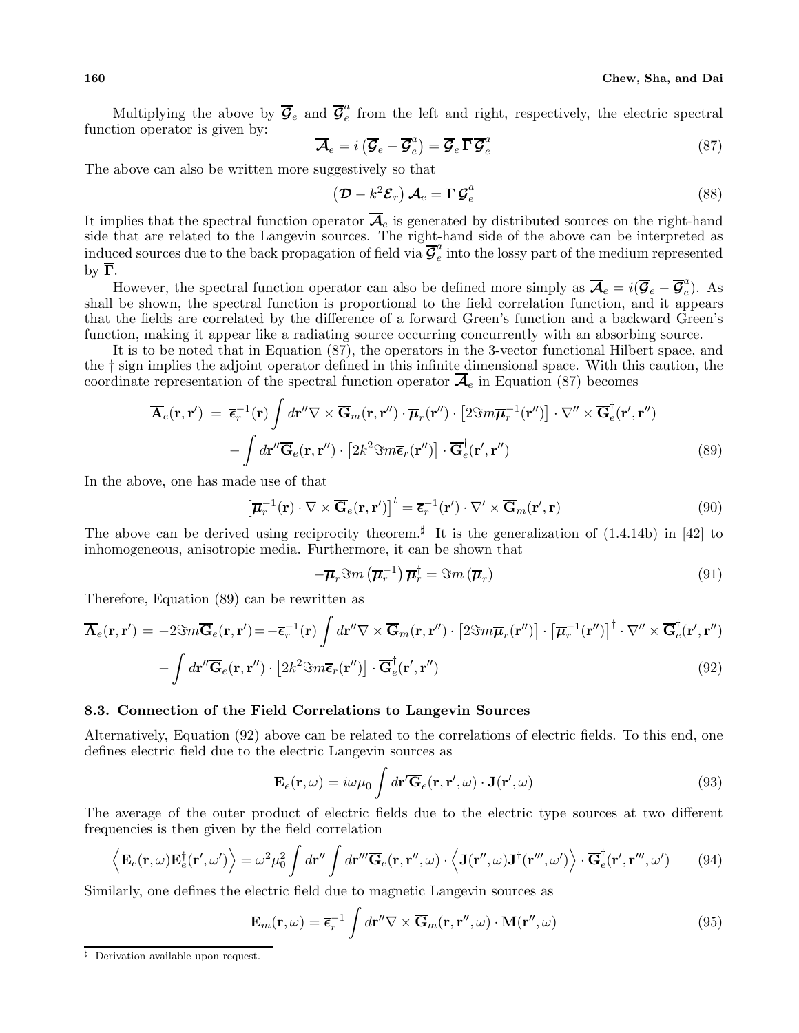Multiplying the above by $\overline{\boldsymbol{\mathcal{G}}}_e$ and $\overline{\boldsymbol{\mathcal{G}}}_e^a$ from the left and right, respectively, the electric spectral function operator is given by:

$$\overline{\boldsymbol{\mathcal{A}}}_e = i\left(\overline{\boldsymbol{\mathcal{G}}}_e - \overline{\boldsymbol{\mathcal{G}}}_e^a\right) = \overline{\boldsymbol{\mathcal{G}}}_e\,\overline{\boldsymbol{\Gamma}}\,\overline{\boldsymbol{\mathcal{G}}}_e^a \tag{87}$$

The above can also be written more suggestively so that

$$\left(\overline{\boldsymbol{\mathcal{D}}} - k^2\overline{\boldsymbol{\mathcal{E}}}_r\right)\overline{\boldsymbol{\mathcal{A}}}_e = \overline{\boldsymbol{\Gamma}}\,\overline{\boldsymbol{\mathcal{G}}}_e^a \tag{88}$$

It implies that the spectral function operator $\overline{\boldsymbol{\mathcal{A}}}_e$ is generated by distributed sources on the right-hand side that are related to the Langevin sources. The right-hand side of the above can be interpreted as induced sources due to the back propagation of field via $\overline{\boldsymbol{\mathcal{G}}}_e^a$ into the lossy part of the medium represented by $\overline{\boldsymbol{\Gamma}}$.

However, the spectral function operator can also be defined more simply as $\overline{\boldsymbol{\mathcal{A}}}_e = i(\overline{\boldsymbol{\mathcal{G}}}_e - \overline{\boldsymbol{\mathcal{G}}}_e^a)$. As shall be shown, the spectral function is proportional to the field correlation function, and it appears that the fields are correlated by the difference of a forward Green's function and a backward Green's function, making it appear like a radiating source occurring concurrently with an absorbing source.

It is to be noted that in Equation (87), the operators in the 3-vector functional Hilbert space, and the $\dagger$ sign implies the adjoint operator defined in this infinite dimensional space. With this caution, the coordinate representation of the spectral function operator $\overline{\boldsymbol{\mathcal{A}}}_e$ in Equation (87) becomes

$$\begin{aligned}\overline{\mathbf{A}}_e(\mathbf{r},\mathbf{r}') \;=\;& \overline{\boldsymbol{\epsilon}}_r^{-1}(\mathbf{r})\int d\mathbf{r}''\nabla\times\overline{\mathbf{G}}_m(\mathbf{r},\mathbf{r}'')\cdot\overline{\boldsymbol{\mu}}_r(\mathbf{r}'')\cdot\left[2\Im m\overline{\boldsymbol{\mu}}_r^{-1}(\mathbf{r}'')\right]\cdot\nabla''\times\overline{\mathbf{G}}_e^{\dagger}(\mathbf{r}',\mathbf{r}'')\\ &-\int d\mathbf{r}''\overline{\mathbf{G}}_e(\mathbf{r},\mathbf{r}'')\cdot\left[2k^2\Im m\overline{\boldsymbol{\epsilon}}_r(\mathbf{r}'')\right]\cdot\overline{\mathbf{G}}_e^{\dagger}(\mathbf{r}',\mathbf{r}'')\end{aligned} \tag{89}$$

In the above, one has made use of that

$$\left[\overline{\boldsymbol{\mu}}_r^{-1}(\mathbf{r})\cdot\nabla\times\overline{\mathbf{G}}_e(\mathbf{r},\mathbf{r}')\right]^t = \overline{\boldsymbol{\epsilon}}_r^{-1}(\mathbf{r}')\cdot\nabla'\times\overline{\mathbf{G}}_m(\mathbf{r}',\mathbf{r}) \tag{90}$$

The above can be derived using reciprocity theorem.[♯] It is the generalization of (1.4.14b) in [42] to inhomogeneous, anisotropic media. Furthermore, it can be shown that

$$-\overline{\boldsymbol{\mu}}_r\Im m\left(\overline{\boldsymbol{\mu}}_r^{-1}\right)\overline{\boldsymbol{\mu}}_r^{\dagger} = \Im m\left(\overline{\boldsymbol{\mu}}_r\right) \tag{91}$$

Therefore, Equation (89) can be rewritten as

$$\begin{aligned}\overline{\mathbf{A}}_e(\mathbf{r},\mathbf{r}') \;=\; -2\Im m\overline{\mathbf{G}}_e(\mathbf{r},\mathbf{r}') =& -\overline{\boldsymbol{\epsilon}}_r^{-1}(\mathbf{r})\int d\mathbf{r}''\nabla\times\overline{\mathbf{G}}_m(\mathbf{r},\mathbf{r}'')\cdot\left[2\Im m\overline{\boldsymbol{\mu}}_r(\mathbf{r}'')\right]\cdot\left[\overline{\boldsymbol{\mu}}_r^{-1}(\mathbf{r}'')\right]^{\dagger}\cdot\nabla''\times\overline{\mathbf{G}}_e^{\dagger}(\mathbf{r}',\mathbf{r}'')\\ &-\int d\mathbf{r}''\overline{\mathbf{G}}_e(\mathbf{r},\mathbf{r}'')\cdot\left[2k^2\Im m\overline{\boldsymbol{\epsilon}}_r(\mathbf{r}'')\right]\cdot\overline{\mathbf{G}}_e^{\dagger}(\mathbf{r}',\mathbf{r}'')\end{aligned} \tag{92}$$

### 8.3. Connection of the Field Correlations to Langevin Sources

Alternatively, Equation (92) above can be related to the correlations of electric fields. To this end, one defines electric field due to the electric Langevin sources as

$$\mathbf{E}_e(\mathbf{r},\omega) = i\omega\mu_0\int d\mathbf{r}'\overline{\mathbf{G}}_e(\mathbf{r},\mathbf{r}',\omega)\cdot\mathbf{J}(\mathbf{r}',\omega) \tag{93}$$

The average of the outer product of electric fields due to the electric type sources at two different frequencies is then given by the field correlation

$$\left\langle\mathbf{E}_e(\mathbf{r},\omega)\mathbf{E}_e^{\dagger}(\mathbf{r}',\omega')\right\rangle = \omega^2\mu_0^2\int d\mathbf{r}''\int d\mathbf{r}'''\overline{\mathbf{G}}_e(\mathbf{r},\mathbf{r}'',\omega)\cdot\left\langle\mathbf{J}(\mathbf{r}'',\omega)\mathbf{J}^{\dagger}(\mathbf{r}''',\omega')\right\rangle\cdot\overline{\mathbf{G}}_e^{\dagger}(\mathbf{r}',\mathbf{r}''',\omega') \tag{94}$$

Similarly, one defines the electric field due to magnetic Langevin sources as

$$\mathbf{E}_m(\mathbf{r},\omega) = \overline{\boldsymbol{\epsilon}}_r^{-1}\int d\mathbf{r}''\nabla\times\overline{\mathbf{G}}_m(\mathbf{r},\mathbf{r}'',\omega)\cdot\mathbf{M}(\mathbf{r}'',\omega) \tag{95}$$

---

[♯] Derivation available upon request.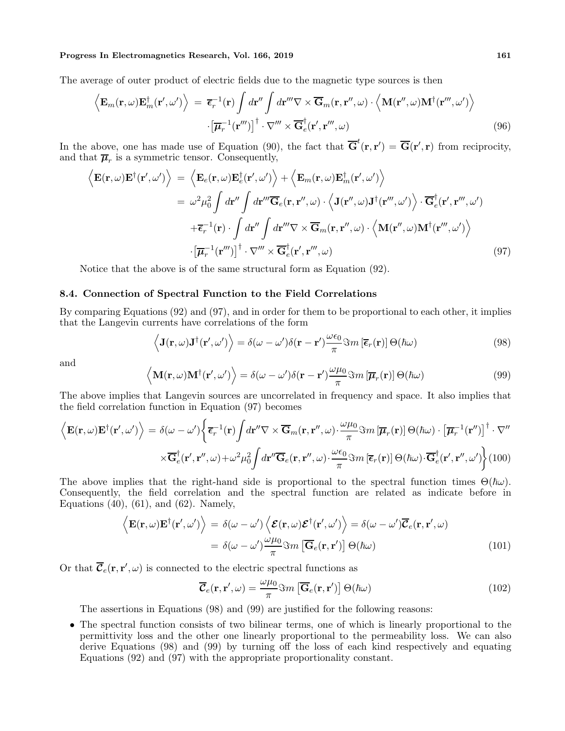The average of outer product of electric fields due to the magnetic type sources is then

$$
\begin{aligned}
\left\langle \mathbf{E}_m(\mathbf{r},\omega)\mathbf{E}_m^\dagger(\mathbf{r}',\omega')\right\rangle \;=\; & \overline{\boldsymbol{\epsilon}}_r^{-1}(\mathbf{r})\int d\mathbf{r}''\int d\mathbf{r}'''\nabla\times\overline{\mathbf{G}}_m(\mathbf{r},\mathbf{r}'',\omega)\cdot\left\langle \mathbf{M}(\mathbf{r}'',\omega)\mathbf{M}^\dagger(\mathbf{r}''',\omega')\right\rangle \\
& \cdot\left[\overline{\boldsymbol{\mu}}_r^{-1}(\mathbf{r}''')\right]^\dagger\cdot\nabla'''\times\overline{\mathbf{G}}_e^\dagger(\mathbf{r}',\mathbf{r}''',\omega)
\end{aligned}
\tag{96}
$$

In the above, one has made use of Equation (90), the fact that $\overline{\mathbf{G}}^t(\mathbf{r},\mathbf{r}') = \overline{\mathbf{G}}(\mathbf{r}',\mathbf{r})$ from reciprocity, and that $\overline{\boldsymbol{\mu}}_r$ is a symmetric tensor. Consequently,

$$
\begin{aligned}
\left\langle \mathbf{E}(\mathbf{r},\omega)\mathbf{E}^\dagger(\mathbf{r}',\omega')\right\rangle \;=\; & \left\langle \mathbf{E}_e(\mathbf{r},\omega)\mathbf{E}_e^\dagger(\mathbf{r}',\omega')\right\rangle + \left\langle \mathbf{E}_m(\mathbf{r},\omega)\mathbf{E}_m^\dagger(\mathbf{r}',\omega')\right\rangle \\
=\; & \omega^2\mu_0^2\int d\mathbf{r}''\int d\mathbf{r}'''\overline{\mathbf{G}}_e(\mathbf{r},\mathbf{r}'',\omega)\cdot\left\langle \mathbf{J}(\mathbf{r}'',\omega)\mathbf{J}^\dagger(\mathbf{r}''',\omega')\right\rangle\cdot\overline{\mathbf{G}}_e^\dagger(\mathbf{r}',\mathbf{r}''',\omega') \\
& +\overline{\boldsymbol{\epsilon}}_r^{-1}(\mathbf{r})\cdot\int d\mathbf{r}''\int d\mathbf{r}'''\nabla\times\overline{\mathbf{G}}_m(\mathbf{r},\mathbf{r}'',\omega)\cdot\left\langle \mathbf{M}(\mathbf{r}'',\omega)\mathbf{M}^\dagger(\mathbf{r}''',\omega')\right\rangle \\
& \cdot\left[\overline{\boldsymbol{\mu}}_r^{-1}(\mathbf{r}''')\right]^\dagger\cdot\nabla'''\times\overline{\mathbf{G}}_e^\dagger(\mathbf{r}',\mathbf{r}''',\omega)
\end{aligned}
\tag{97}
$$

Notice that the above is of the same structural form as Equation (92).

### 8.4. Connection of Spectral Function to the Field Correlations

By comparing Equations (92) and (97), and in order for them to be proportional to each other, it implies that the Langevin currents have correlations of the form

$$
\left\langle \mathbf{J}(\mathbf{r},\omega)\mathbf{J}^\dagger(\mathbf{r}',\omega')\right\rangle = \delta(\omega-\omega')\delta(\mathbf{r}-\mathbf{r}')\frac{\omega\epsilon_0}{\pi}\Im m\left[\overline{\boldsymbol{\epsilon}}_r(\mathbf{r})\right]\Theta(\hbar\omega)
\tag{98}
$$

and

$$
\left\langle \mathbf{M}(\mathbf{r},\omega)\mathbf{M}^\dagger(\mathbf{r}',\omega')\right\rangle = \delta(\omega-\omega')\delta(\mathbf{r}-\mathbf{r}')\frac{\omega\mu_0}{\pi}\Im m\left[\overline{\boldsymbol{\mu}}_r(\mathbf{r})\right]\Theta(\hbar\omega)
\tag{99}
$$

The above implies that Langevin sources are uncorrelated in frequency and space. It also implies that the field correlation function in Equation (97) becomes

$$
\begin{aligned}
\left\langle \mathbf{E}(\mathbf{r},\omega)\mathbf{E}^\dagger(\mathbf{r}',\omega')\right\rangle \;=\; & \delta(\omega-\omega')\Bigg\{\overline{\boldsymbol{\epsilon}}_r^{-1}(\mathbf{r})\int d\mathbf{r}''\nabla\times\overline{\mathbf{G}}_m(\mathbf{r},\mathbf{r}'',\omega)\cdot\frac{\omega\mu_0}{\pi}\Im m\left[\overline{\boldsymbol{\mu}}_r(\mathbf{r})\right]\Theta(\hbar\omega)\cdot\left[\overline{\boldsymbol{\mu}}_r^{-1}(\mathbf{r}'')\right]^\dagger\cdot\nabla'' \\
& \times\overline{\mathbf{G}}_e^\dagger(\mathbf{r}',\mathbf{r}'',\omega)+\omega^2\mu_0^2\int d\mathbf{r}''\overline{\mathbf{G}}_e(\mathbf{r},\mathbf{r}'',\omega)\cdot\frac{\omega\epsilon_0}{\pi}\Im m\left[\overline{\boldsymbol{\epsilon}}_r(\mathbf{r})\right]\Theta(\hbar\omega)\cdot\overline{\mathbf{G}}_e^\dagger(\mathbf{r}',\mathbf{r}'',\omega')\Bigg\}
\end{aligned}
\tag{100}
$$

The above implies that the right-hand side is proportional to the spectral function times $\Theta(\hbar\omega)$. Consequently, the field correlation and the spectral function are related as indicate before in Equations (40), (61), and (62). Namely,

$$
\begin{aligned}
\left\langle \mathbf{E}(\mathbf{r},\omega)\mathbf{E}^\dagger(\mathbf{r}',\omega')\right\rangle \;=\; & \delta(\omega-\omega')\left\langle \boldsymbol{\mathcal{E}}(\mathbf{r},\omega)\boldsymbol{\mathcal{E}}^\dagger(\mathbf{r}',\omega')\right\rangle = \delta(\omega-\omega')\overline{\boldsymbol{\mathcal{C}}}_e(\mathbf{r},\mathbf{r}',\omega) \\
=\; & \delta(\omega-\omega')\frac{\omega\mu_0}{\pi}\Im m\left[\overline{\mathbf{G}}_e(\mathbf{r},\mathbf{r}')\right]\Theta(\hbar\omega)
\end{aligned}
\tag{101}
$$

Or that $\overline{\boldsymbol{\mathcal{C}}}_e(\mathbf{r},\mathbf{r}',\omega)$ is connected to the electric spectral functions as

$$
\overline{\boldsymbol{\mathcal{C}}}_e(\mathbf{r},\mathbf{r}',\omega) = \frac{\omega\mu_0}{\pi}\Im m\left[\overline{\mathbf{G}}_e(\mathbf{r},\mathbf{r}')\right]\Theta(\hbar\omega)
\tag{102}
$$

The assertions in Equations (98) and (99) are justified for the following reasons:

- The spectral function consists of two bilinear terms, one of which is linearly proportional to the permittivity loss and the other one linearly proportional to the permeability loss. We can also derive Equations (98) and (99) by turning off the loss of each kind respectively and equating Equations (92) and (97) with the appropriate proportionality constant.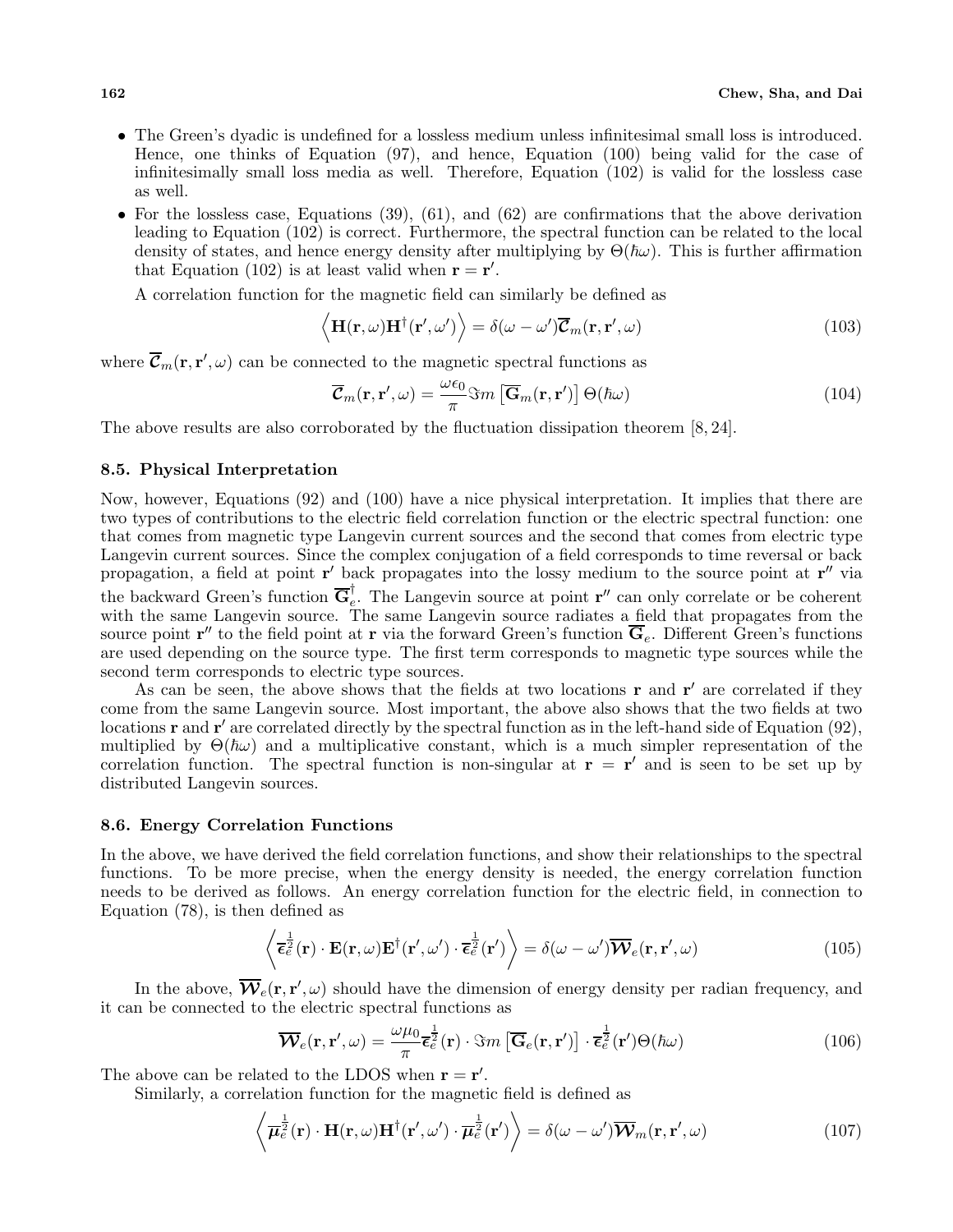- The Green's dyadic is undefined for a lossless medium unless infinitesimal small loss is introduced. Hence, one thinks of Equation (97), and hence, Equation (100) being valid for the case of infinitesimally small loss media as well. Therefore, Equation (102) is valid for the lossless case as well.
- For the lossless case, Equations (39), (61), and (62) are confirmations that the above derivation leading to Equation (102) is correct. Furthermore, the spectral function can be related to the local density of states, and hence energy density after multiplying by $\Theta(\hbar\omega)$. This is further affirmation that Equation (102) is at least valid when $\mathbf{r} = \mathbf{r}'$.

A correlation function for the magnetic field can similarly be defined as

$$\left\langle \mathbf{H}(\mathbf{r}, \omega)\mathbf{H}^{\dagger}(\mathbf{r}', \omega') \right\rangle = \delta(\omega - \omega')\overline{\boldsymbol{\mathcal{C}}}_m(\mathbf{r}, \mathbf{r}', \omega) \tag{103}$$

where $\overline{\boldsymbol{\mathcal{C}}}_m(\mathbf{r}, \mathbf{r}', \omega)$ can be connected to the magnetic spectral functions as

$$\overline{\boldsymbol{\mathcal{C}}}_m(\mathbf{r}, \mathbf{r}', \omega) = \frac{\omega\epsilon_0}{\pi}\Im m\left[\overline{\mathbf{G}}_m(\mathbf{r}, \mathbf{r}')\right]\Theta(\hbar\omega) \tag{104}$$

The above results are also corroborated by the fluctuation dissipation theorem [8, 24].

### 8.5. Physical Interpretation

Now, however, Equations (92) and (100) have a nice physical interpretation. It implies that there are two types of contributions to the electric field correlation function or the electric spectral function: one that comes from magnetic type Langevin current sources and the second that comes from electric type Langevin current sources. Since the complex conjugation of a field corresponds to time reversal or back propagation, a field at point $\mathbf{r}'$ back propagates into the lossy medium to the source point at $\mathbf{r}''$ via the backward Green's function $\overline{\mathbf{G}}_e^{\dagger}$. The Langevin source at point $\mathbf{r}''$ can only correlate or be coherent with the same Langevin source. The same Langevin source radiates a field that propagates from the source point $\mathbf{r}''$ to the field point at $\mathbf{r}$ via the forward Green's function $\overline{\mathbf{G}}_e$. Different Green's functions are used depending on the source type. The first term corresponds to magnetic type sources while the second term corresponds to electric type sources.

As can be seen, the above shows that the fields at two locations $\mathbf{r}$ and $\mathbf{r}'$ are correlated if they come from the same Langevin source. Most important, the above also shows that the two fields at two locations $\mathbf{r}$ and $\mathbf{r}'$ are correlated directly by the spectral function as in the left-hand side of Equation (92), multiplied by $\Theta(\hbar\omega)$ and a multiplicative constant, which is a much simpler representation of the correlation function. The spectral function is non-singular at $\mathbf{r} = \mathbf{r}'$ and is seen to be set up by distributed Langevin sources.

### 8.6. Energy Correlation Functions

In the above, we have derived the field correlation functions, and show their relationships to the spectral functions. To be more precise, when the energy density is needed, the energy correlation function needs to be derived as follows. An energy correlation function for the electric field, in connection to Equation (78), is then defined as

$$\left\langle \overline{\boldsymbol{\epsilon}}_e^{\frac{1}{2}}(\mathbf{r}) \cdot \mathbf{E}(\mathbf{r}, \omega)\mathbf{E}^{\dagger}(\mathbf{r}', \omega') \cdot \overline{\boldsymbol{\epsilon}}_e^{\frac{1}{2}}(\mathbf{r}') \right\rangle = \delta(\omega - \omega')\overline{\boldsymbol{\mathcal{W}}}_e(\mathbf{r}, \mathbf{r}', \omega) \tag{105}$$

In the above, $\overline{\boldsymbol{\mathcal{W}}}_e(\mathbf{r}, \mathbf{r}', \omega)$ should have the dimension of energy density per radian frequency, and it can be connected to the electric spectral functions as

$$\overline{\boldsymbol{\mathcal{W}}}_e(\mathbf{r}, \mathbf{r}', \omega) = \frac{\omega\mu_0}{\pi}\overline{\boldsymbol{\epsilon}}_e^{\frac{1}{2}}(\mathbf{r}) \cdot \Im m\left[\overline{\mathbf{G}}_e(\mathbf{r}, \mathbf{r}')\right] \cdot \overline{\boldsymbol{\epsilon}}_e^{\frac{1}{2}}(\mathbf{r}')\Theta(\hbar\omega) \tag{106}$$

The above can be related to the LDOS when $\mathbf{r} = \mathbf{r}'$.

Similarly, a correlation function for the magnetic field is defined as

$$\left\langle \overline{\boldsymbol{\mu}}_e^{\frac{1}{2}}(\mathbf{r}) \cdot \mathbf{H}(\mathbf{r}, \omega)\mathbf{H}^{\dagger}(\mathbf{r}', \omega') \cdot \overline{\boldsymbol{\mu}}_e^{\frac{1}{2}}(\mathbf{r}') \right\rangle = \delta(\omega - \omega')\overline{\boldsymbol{\mathcal{W}}}_m(\mathbf{r}, \mathbf{r}', \omega) \tag{107}$$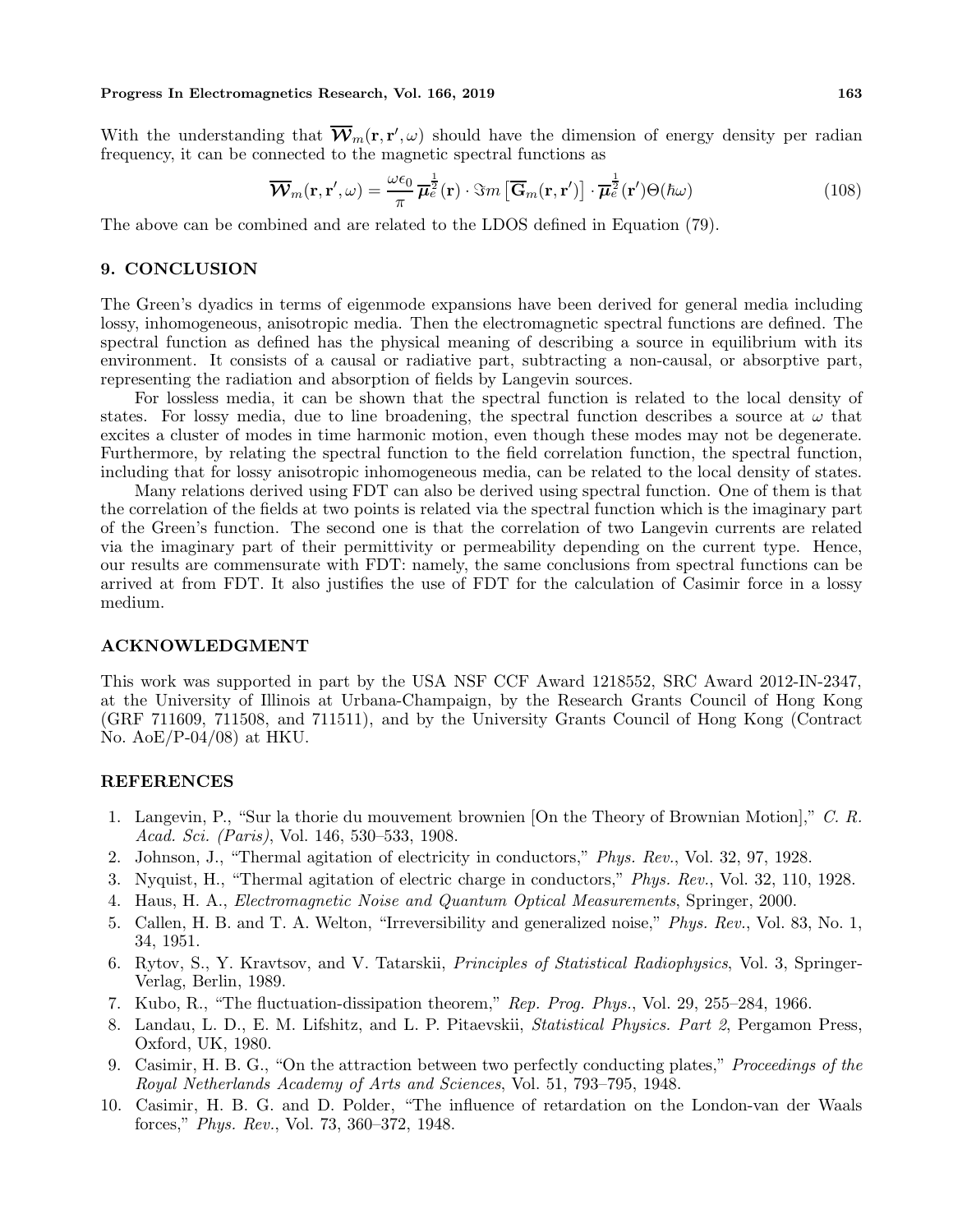With the understanding that $\overline{\boldsymbol{\mathcal{W}}}_m(\mathbf{r}, \mathbf{r}', \omega)$ should have the dimension of energy density per radian frequency, it can be connected to the magnetic spectral functions as

$$\overline{\boldsymbol{\mathcal{W}}}_m(\mathbf{r}, \mathbf{r}', \omega) = \frac{\omega\epsilon_0}{\pi} \, \overline{\boldsymbol{\mu}}_e^{\frac{1}{2}}(\mathbf{r}) \cdot \Im m \left[\overline{\mathbf{G}}_m(\mathbf{r}, \mathbf{r}')\right] \cdot \overline{\boldsymbol{\mu}}_e^{\frac{1}{2}}(\mathbf{r}') \Theta(\hbar\omega) \tag{108}$$

The above can be combined and are related to the LDOS defined in Equation (79).

## 9. CONCLUSION

The Green's dyadics in terms of eigenmode expansions have been derived for general media including lossy, inhomogeneous, anisotropic media. Then the electromagnetic spectral functions are defined. The spectral function as defined has the physical meaning of describing a source in equilibrium with its environment. It consists of a causal or radiative part, subtracting a non-causal, or absorptive part, representing the radiation and absorption of fields by Langevin sources.

For lossless media, it can be shown that the spectral function is related to the local density of states. For lossy media, due to line broadening, the spectral function describes a source at $\omega$ that excites a cluster of modes in time harmonic motion, even though these modes may not be degenerate. Furthermore, by relating the spectral function to the field correlation function, the spectral function, including that for lossy anisotropic inhomogeneous media, can be related to the local density of states.

Many relations derived using FDT can also be derived using spectral function. One of them is that the correlation of the fields at two points is related via the spectral function which is the imaginary part of the Green's function. The second one is that the correlation of two Langevin currents are related via the imaginary part of their permittivity or permeability depending on the current type. Hence, our results are commensurate with FDT: namely, the same conclusions from spectral functions can be arrived at from FDT. It also justifies the use of FDT for the calculation of Casimir force in a lossy medium.

## ACKNOWLEDGMENT

This work was supported in part by the USA NSF CCF Award 1218552, SRC Award 2012-IN-2347, at the University of Illinois at Urbana-Champaign, by the Research Grants Council of Hong Kong (GRF 711609, 711508, and 711511), and by the University Grants Council of Hong Kong (Contract No. AoE/P-04/08) at HKU.

## REFERENCES

1. Langevin, P., "Sur la thorie du mouvement brownien [On the Theory of Brownian Motion]," *C. R. Acad. Sci. (Paris)*, Vol. 146, 530–533, 1908.
2. Johnson, J., "Thermal agitation of electricity in conductors," *Phys. Rev.*, Vol. 32, 97, 1928.
3. Nyquist, H., "Thermal agitation of electric charge in conductors," *Phys. Rev.*, Vol. 32, 110, 1928.
4. Haus, H. A., *Electromagnetic Noise and Quantum Optical Measurements*, Springer, 2000.
5. Callen, H. B. and T. A. Welton, "Irreversibility and generalized noise," *Phys. Rev.*, Vol. 83, No. 1, 34, 1951.
6. Rytov, S., Y. Kravtsov, and V. Tatarskii, *Principles of Statistical Radiophysics*, Vol. 3, Springer-Verlag, Berlin, 1989.
7. Kubo, R., "The fluctuation-dissipation theorem," *Rep. Prog. Phys.*, Vol. 29, 255–284, 1966.
8. Landau, L. D., E. M. Lifshitz, and L. P. Pitaevskii, *Statistical Physics. Part 2*, Pergamon Press, Oxford, UK, 1980.
9. Casimir, H. B. G., "On the attraction between two perfectly conducting plates," *Proceedings of the Royal Netherlands Academy of Arts and Sciences*, Vol. 51, 793–795, 1948.
10. Casimir, H. B. G. and D. Polder, "The influence of retardation on the London-van der Waals forces," *Phys. Rev.*, Vol. 73, 360–372, 1948.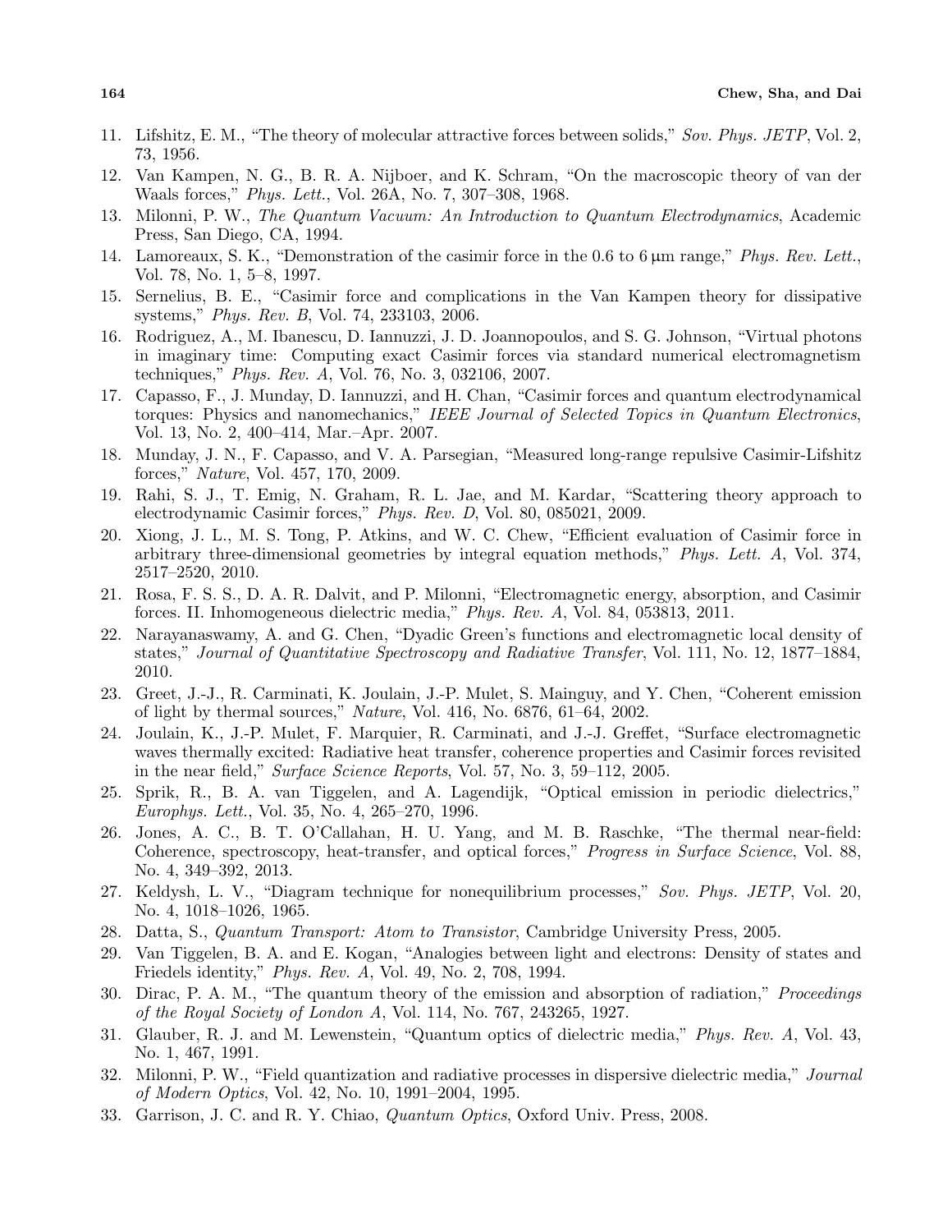11. Lifshitz, E. M., "The theory of molecular attractive forces between solids," *Sov. Phys. JETP*, Vol. 2, 73, 1956.
12. Van Kampen, N. G., B. R. A. Nijboer, and K. Schram, "On the macroscopic theory of van der Waals forces," *Phys. Lett.*, Vol. 26A, No. 7, 307–308, 1968.
13. Milonni, P. W., *The Quantum Vacuum: An Introduction to Quantum Electrodynamics*, Academic Press, San Diego, CA, 1994.
14. Lamoreaux, S. K., "Demonstration of the casimir force in the 0.6 to 6 μm range," *Phys. Rev. Lett.*, Vol. 78, No. 1, 5–8, 1997.
15. Sernelius, B. E., "Casimir force and complications in the Van Kampen theory for dissipative systems," *Phys. Rev. B*, Vol. 74, 233103, 2006.
16. Rodriguez, A., M. Ibanescu, D. Iannuzzi, J. D. Joannopoulos, and S. G. Johnson, "Virtual photons in imaginary time: Computing exact Casimir forces via standard numerical electromagnetism techniques," *Phys. Rev. A*, Vol. 76, No. 3, 032106, 2007.
17. Capasso, F., J. Munday, D. Iannuzzi, and H. Chan, "Casimir forces and quantum electrodynamical torques: Physics and nanomechanics," *IEEE Journal of Selected Topics in Quantum Electronics*, Vol. 13, No. 2, 400–414, Mar.–Apr. 2007.
18. Munday, J. N., F. Capasso, and V. A. Parsegian, "Measured long-range repulsive Casimir-Lifshitz forces," *Nature*, Vol. 457, 170, 2009.
19. Rahi, S. J., T. Emig, N. Graham, R. L. Jae, and M. Kardar, "Scattering theory approach to electrodynamic Casimir forces," *Phys. Rev. D*, Vol. 80, 085021, 2009.
20. Xiong, J. L., M. S. Tong, P. Atkins, and W. C. Chew, "Efficient evaluation of Casimir force in arbitrary three-dimensional geometries by integral equation methods," *Phys. Lett. A*, Vol. 374, 2517–2520, 2010.
21. Rosa, F. S. S., D. A. R. Dalvit, and P. Milonni, "Electromagnetic energy, absorption, and Casimir forces. II. Inhomogeneous dielectric media," *Phys. Rev. A*, Vol. 84, 053813, 2011.
22. Narayanaswamy, A. and G. Chen, "Dyadic Green's functions and electromagnetic local density of states," *Journal of Quantitative Spectroscopy and Radiative Transfer*, Vol. 111, No. 12, 1877–1884, 2010.
23. Greet, J.-J., R. Carminati, K. Joulain, J.-P. Mulet, S. Mainguy, and Y. Chen, "Coherent emission of light by thermal sources," *Nature*, Vol. 416, No. 6876, 61–64, 2002.
24. Joulain, K., J.-P. Mulet, F. Marquier, R. Carminati, and J.-J. Greffet, "Surface electromagnetic waves thermally excited: Radiative heat transfer, coherence properties and Casimir forces revisited in the near field," *Surface Science Reports*, Vol. 57, No. 3, 59–112, 2005.
25. Sprik, R., B. A. van Tiggelen, and A. Lagendijk, "Optical emission in periodic dielectrics," *Europhys. Lett.*, Vol. 35, No. 4, 265–270, 1996.
26. Jones, A. C., B. T. O'Callahan, H. U. Yang, and M. B. Raschke, "The thermal near-field: Coherence, spectroscopy, heat-transfer, and optical forces," *Progress in Surface Science*, Vol. 88, No. 4, 349–392, 2013.
27. Keldysh, L. V., "Diagram technique for nonequilibrium processes," *Sov. Phys. JETP*, Vol. 20, No. 4, 1018–1026, 1965.
28. Datta, S., *Quantum Transport: Atom to Transistor*, Cambridge University Press, 2005.
29. Van Tiggelen, B. A. and E. Kogan, "Analogies between light and electrons: Density of states and Friedels identity," *Phys. Rev. A*, Vol. 49, No. 2, 708, 1994.
30. Dirac, P. A. M., "The quantum theory of the emission and absorption of radiation," *Proceedings of the Royal Society of London A*, Vol. 114, No. 767, 243265, 1927.
31. Glauber, R. J. and M. Lewenstein, "Quantum optics of dielectric media," *Phys. Rev. A*, Vol. 43, No. 1, 467, 1991.
32. Milonni, P. W., "Field quantization and radiative processes in dispersive dielectric media," *Journal of Modern Optics*, Vol. 42, No. 10, 1991–2004, 1995.
33. Garrison, J. C. and R. Y. Chiao, *Quantum Optics*, Oxford Univ. Press, 2008.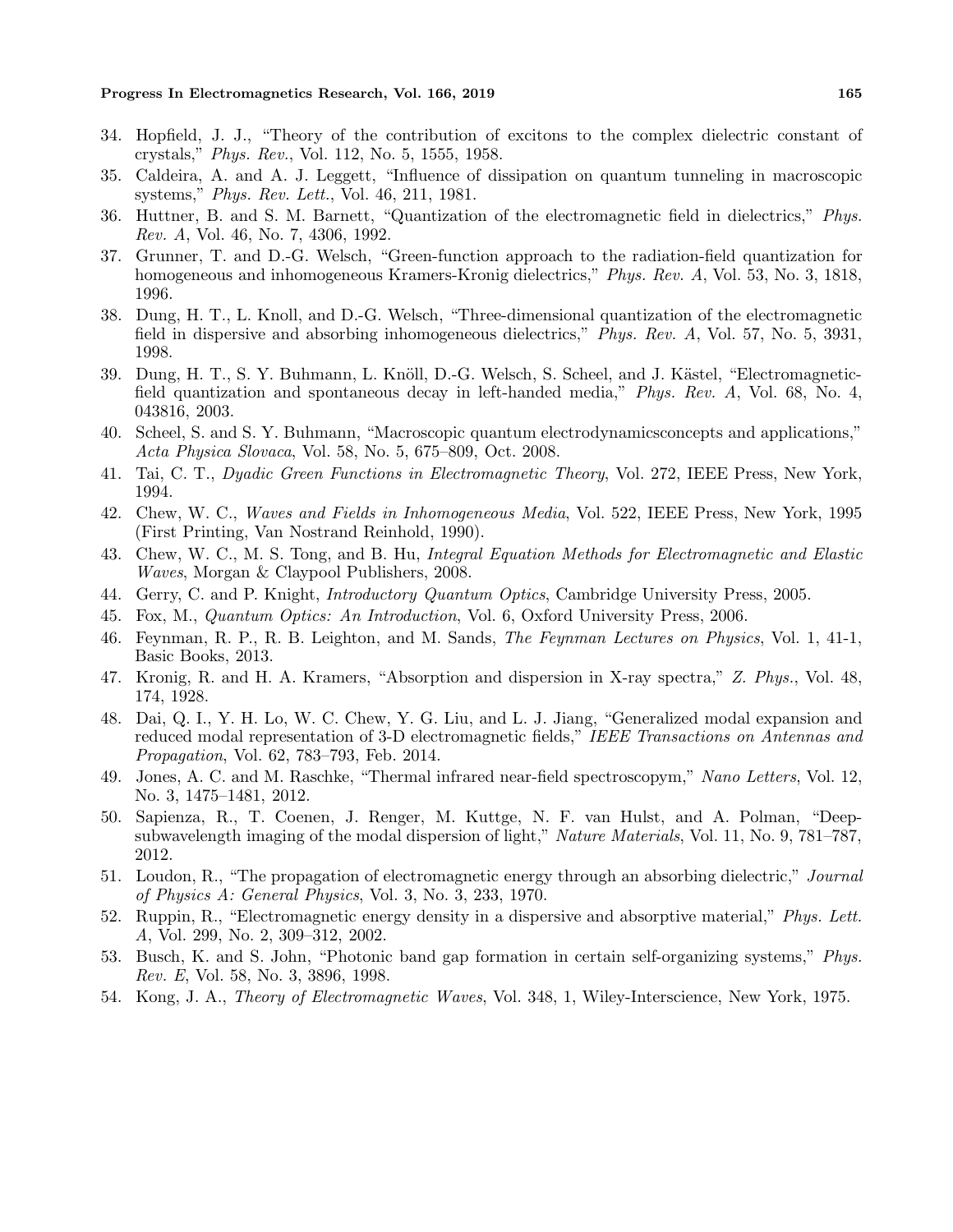34. Hopfield, J. J., "Theory of the contribution of excitons to the complex dielectric constant of crystals," *Phys. Rev.*, Vol. 112, No. 5, 1555, 1958.
35. Caldeira, A. and A. J. Leggett, "Influence of dissipation on quantum tunneling in macroscopic systems," *Phys. Rev. Lett.*, Vol. 46, 211, 1981.
36. Huttner, B. and S. M. Barnett, "Quantization of the electromagnetic field in dielectrics," *Phys. Rev. A*, Vol. 46, No. 7, 4306, 1992.
37. Grunner, T. and D.-G. Welsch, "Green-function approach to the radiation-field quantization for homogeneous and inhomogeneous Kramers-Kronig dielectrics," *Phys. Rev. A*, Vol. 53, No. 3, 1818, 1996.
38. Dung, H. T., L. Knoll, and D.-G. Welsch, "Three-dimensional quantization of the electromagnetic field in dispersive and absorbing inhomogeneous dielectrics," *Phys. Rev. A*, Vol. 57, No. 5, 3931, 1998.
39. Dung, H. T., S. Y. Buhmann, L. Knöll, D.-G. Welsch, S. Scheel, and J. Kästel, "Electromagnetic-field quantization and spontaneous decay in left-handed media," *Phys. Rev. A*, Vol. 68, No. 4, 043816, 2003.
40. Scheel, S. and S. Y. Buhmann, "Macroscopic quantum electrodynamicsconcepts and applications," *Acta Physica Slovaca*, Vol. 58, No. 5, 675–809, Oct. 2008.
41. Tai, C. T., *Dyadic Green Functions in Electromagnetic Theory*, Vol. 272, IEEE Press, New York, 1994.
42. Chew, W. C., *Waves and Fields in Inhomogeneous Media*, Vol. 522, IEEE Press, New York, 1995 (First Printing, Van Nostrand Reinhold, 1990).
43. Chew, W. C., M. S. Tong, and B. Hu, *Integral Equation Methods for Electromagnetic and Elastic Waves*, Morgan & Claypool Publishers, 2008.
44. Gerry, C. and P. Knight, *Introductory Quantum Optics*, Cambridge University Press, 2005.
45. Fox, M., *Quantum Optics: An Introduction*, Vol. 6, Oxford University Press, 2006.
46. Feynman, R. P., R. B. Leighton, and M. Sands, *The Feynman Lectures on Physics*, Vol. 1, 41-1, Basic Books, 2013.
47. Kronig, R. and H. A. Kramers, "Absorption and dispersion in X-ray spectra," *Z. Phys.*, Vol. 48, 174, 1928.
48. Dai, Q. I., Y. H. Lo, W. C. Chew, Y. G. Liu, and L. J. Jiang, "Generalized modal expansion and reduced modal representation of 3-D electromagnetic fields," *IEEE Transactions on Antennas and Propagation*, Vol. 62, 783–793, Feb. 2014.
49. Jones, A. C. and M. Raschke, "Thermal infrared near-field spectroscopym," *Nano Letters*, Vol. 12, No. 3, 1475–1481, 2012.
50. Sapienza, R., T. Coenen, J. Renger, M. Kuttge, N. F. van Hulst, and A. Polman, "Deep-subwavelength imaging of the modal dispersion of light," *Nature Materials*, Vol. 11, No. 9, 781–787, 2012.
51. Loudon, R., "The propagation of electromagnetic energy through an absorbing dielectric," *Journal of Physics A: General Physics*, Vol. 3, No. 3, 233, 1970.
52. Ruppin, R., "Electromagnetic energy density in a dispersive and absorptive material," *Phys. Lett. A*, Vol. 299, No. 2, 309–312, 2002.
53. Busch, K. and S. John, "Photonic band gap formation in certain self-organizing systems," *Phys. Rev. E*, Vol. 58, No. 3, 3896, 1998.
54. Kong, J. A., *Theory of Electromagnetic Waves*, Vol. 348, 1, Wiley-Interscience, New York, 1975.